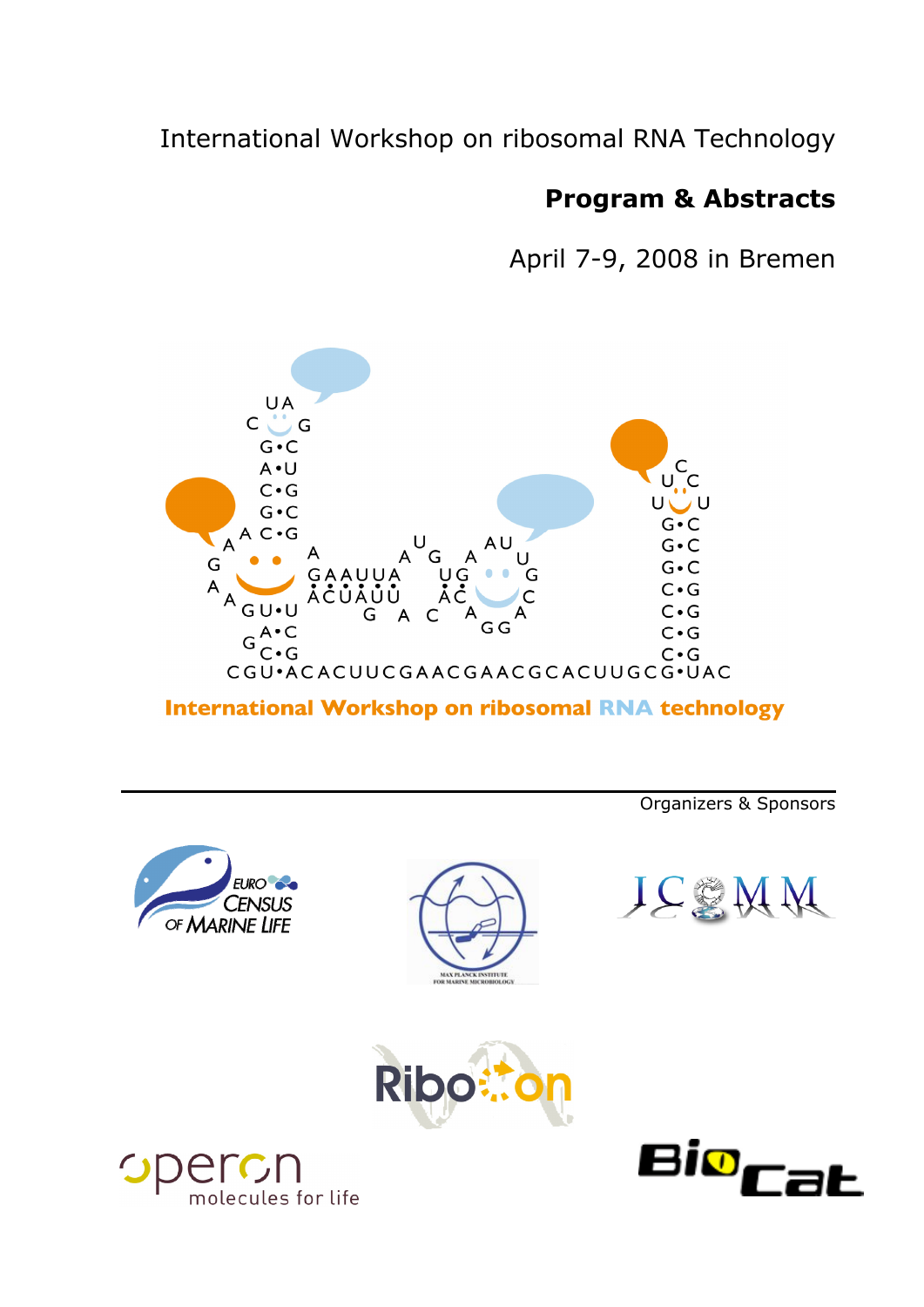International Workshop on ribosomal RNA Technology

# Program & Abstracts

April 7-9, 2008 in Bremen

International Workshop on ribosomal RNA technology

Organizers & Sponsors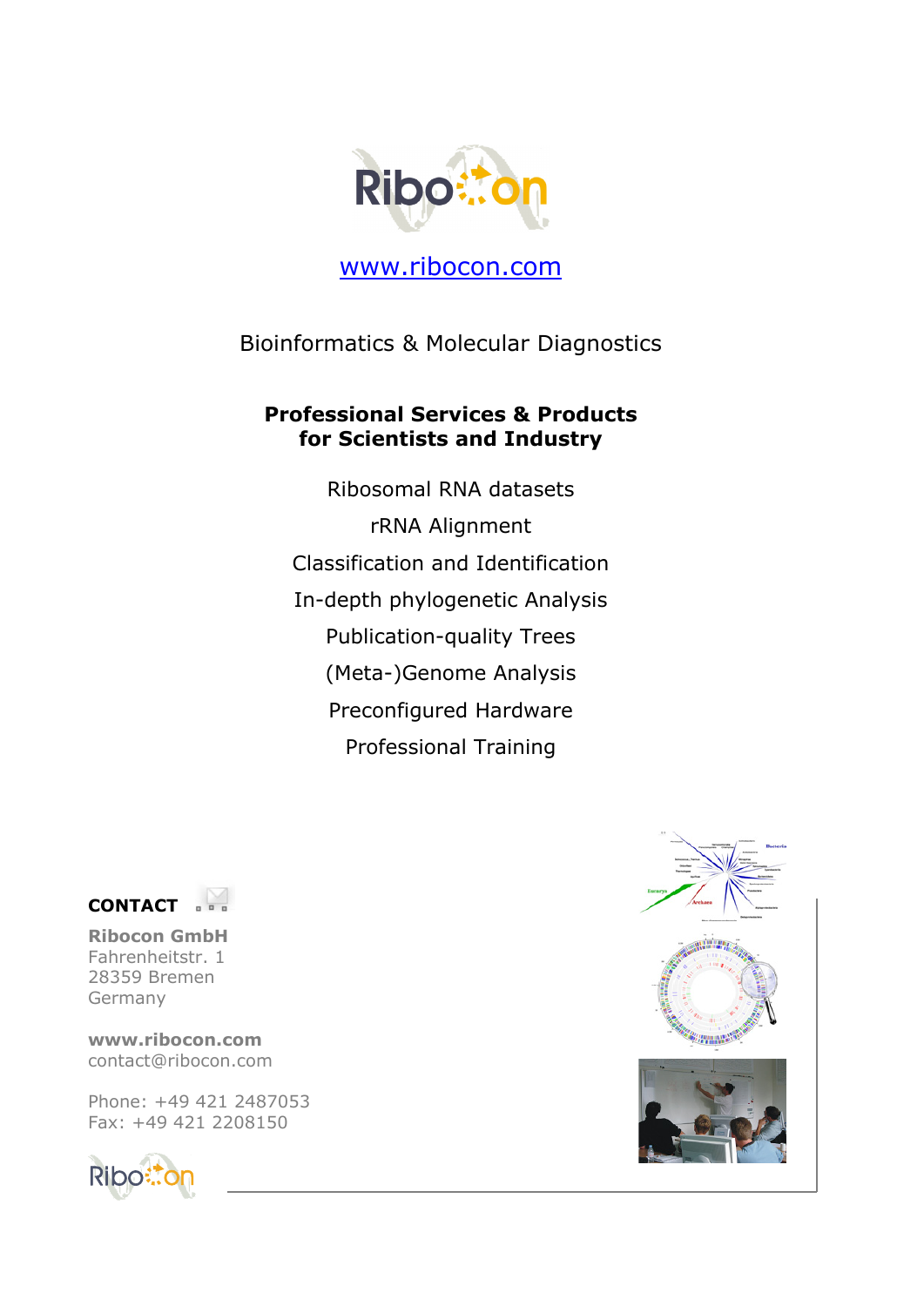[www.ribocon.com](http://www.ribocon.com)

Bioinformatics & Molecular Diagnostics

**Professional Services & Products for Scientists and Industry**

Ribosomal RNA datasets

rRNA Alignment

Classification and Identification

In-depth phylogenetic Analysis

Publication-quality Trees

(Meta-)Genome Analysis

Preconfigured Hardware

Professional Training

**CONTACT**

**Ribocon GmbH**
Fahrenheitstr. 1
28359 Bremen
Germany

**www.ribocon.com**
contact@ribocon.com

Phone: +49 421 2487053
Fax: +49 421 2208150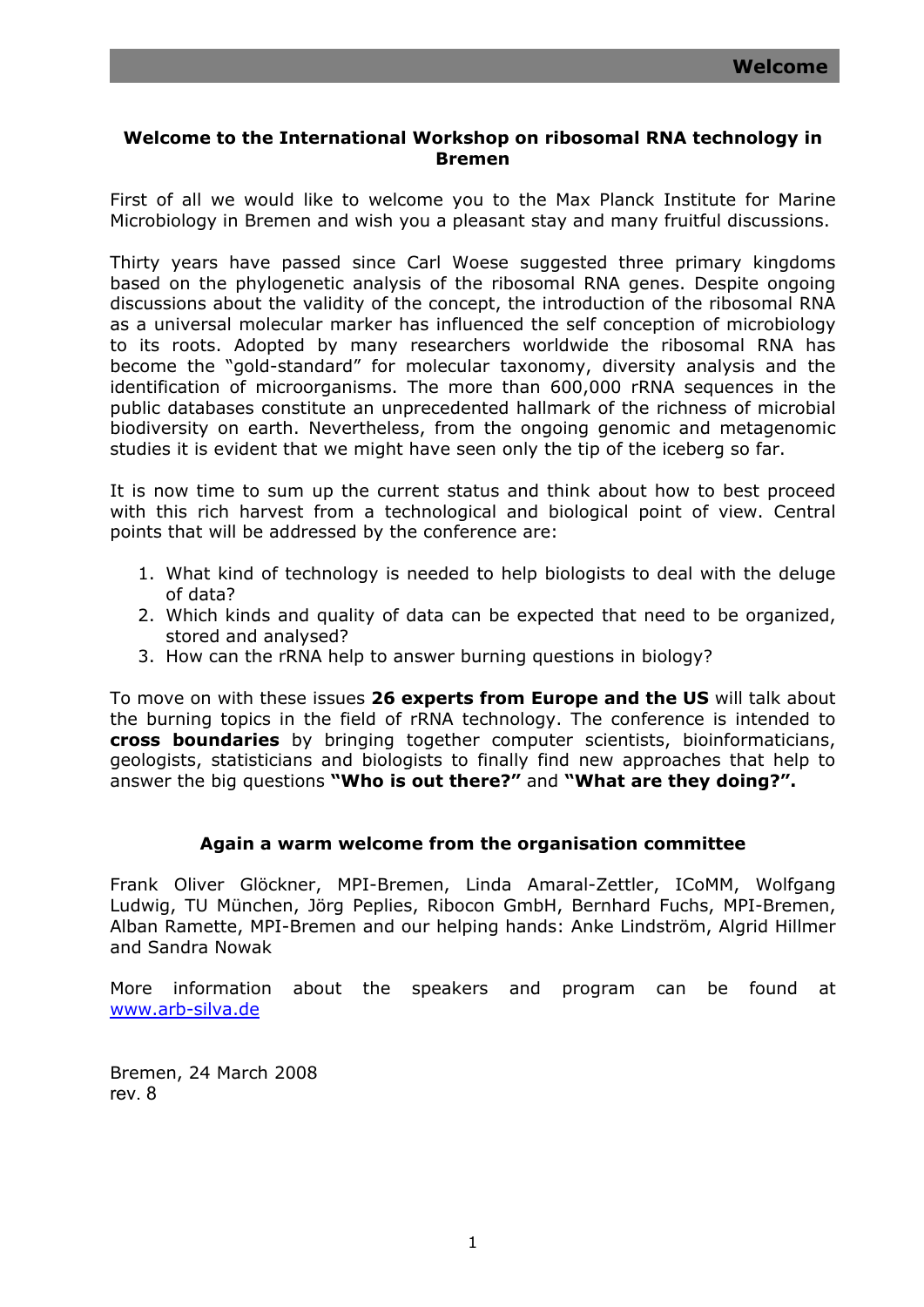# Welcome

## Welcome to the International Workshop on ribosomal RNA technology in Bremen

First of all we would like to welcome you to the Max Planck Institute for Marine Microbiology in Bremen and wish you a pleasant stay and many fruitful discussions.

Thirty years have passed since Carl Woese suggested three primary kingdoms based on the phylogenetic analysis of the ribosomal RNA genes. Despite ongoing discussions about the validity of the concept, the introduction of the ribosomal RNA as a universal molecular marker has influenced the self conception of microbiology to its roots. Adopted by many researchers worldwide the ribosomal RNA has become the "gold-standard" for molecular taxonomy, diversity analysis and the identification of microorganisms. The more than 600,000 rRNA sequences in the public databases constitute an unprecedented hallmark of the richness of microbial biodiversity on earth. Nevertheless, from the ongoing genomic and metagenomic studies it is evident that we might have seen only the tip of the iceberg so far.

It is now time to sum up the current status and think about how to best proceed with this rich harvest from a technological and biological point of view. Central points that will be addressed by the conference are:

1. What kind of technology is needed to help biologists to deal with the deluge of data?
2. Which kinds and quality of data can be expected that need to be organized, stored and analysed?
3. How can the rRNA help to answer burning questions in biology?

To move on with these issues **26 experts from Europe and the US** will talk about the burning topics in the field of rRNA technology. The conference is intended to **cross boundaries** by bringing together computer scientists, bioinformaticians, geologists, statisticians and biologists to finally find new approaches that help to answer the big questions **"Who is out there?"** and **"What are they doing?".**

**Again a warm welcome from the organisation committee**

Frank Oliver Glöckner, MPI-Bremen, Linda Amaral-Zettler, ICoMM, Wolfgang Ludwig, TU München, Jörg Peplies, Ribocon GmbH, Bernhard Fuchs, MPI-Bremen, Alban Ramette, MPI-Bremen and our helping hands: Anke Lindström, Algrid Hillmer and Sandra Nowak

More information about the speakers and program can be found at [www.arb-silva.de](www.arb-silva.de)

Bremen, 24 March 2008
rev. 8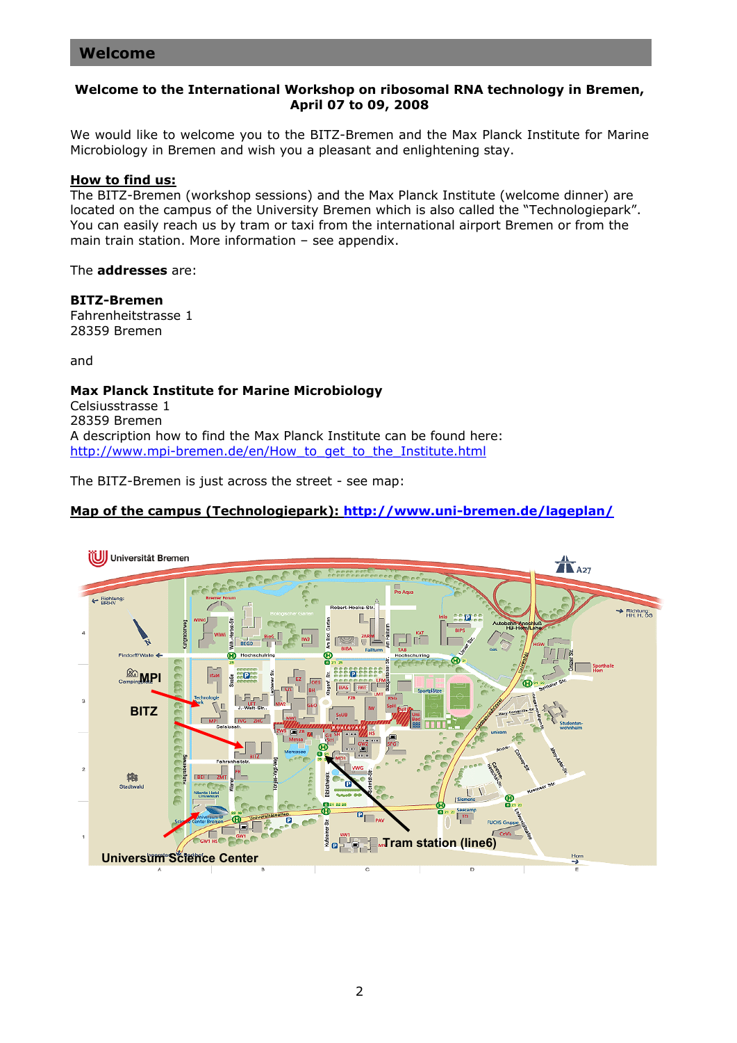## Welcome

**Welcome to the International Workshop on ribosomal RNA technology in Bremen, April 07 to 09, 2008**

We would like to welcome you to the BITZ-Bremen and the Max Planck Institute for Marine Microbiology in Bremen and wish you a pleasant and enlightening stay.

**How to find us:**

The BITZ-Bremen (workshop sessions) and the Max Planck Institute (welcome dinner) are located on the campus of the University Bremen which is also called the "Technologiepark". You can easily reach us by tram or taxi from the international airport Bremen or from the main train station. More information – see appendix.

The **addresses** are:

**BITZ-Bremen**
Fahrenheitstrasse 1
28359 Bremen

and

**Max Planck Institute for Marine Microbiology**
Celsiusstrasse 1
28359 Bremen
A description how to find the Max Planck Institute can be found here:
http://www.mpi-bremen.de/en/How_to_get_to_the_Institute.html

The BITZ-Bremen is just across the street - see map:

**Map of the campus (Technologiepark): http://www.uni-bremen.de/lageplan/**

MPI

BITZ

Tram station (line6)

Universum Science Center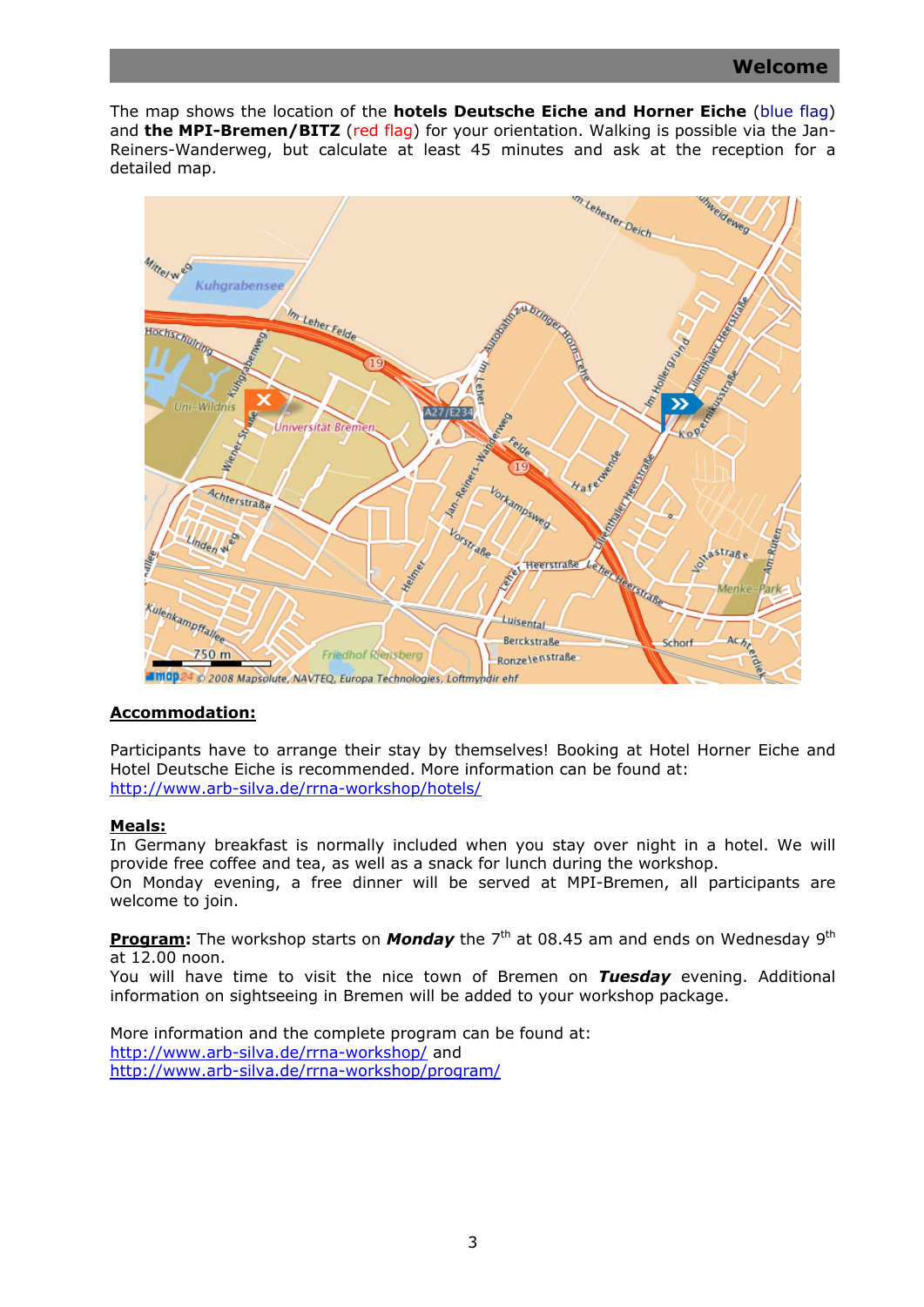## Welcome

The map shows the location of the **hotels Deutsche Eiche and Horner Eiche** (blue flag) and **the MPI-Bremen/BITZ** (red flag) for your orientation. Walking is possible via the Jan-Reiners-Wanderweg, but calculate at least 45 minutes and ask at the reception for a detailed map.

**Accommodation:**

Participants have to arrange their stay by themselves! Booking at Hotel Horner Eiche and Hotel Deutsche Eiche is recommended. More information can be found at:
http://www.arb-silva.de/rrna-workshop/hotels/

**Meals:**

In Germany breakfast is normally included when you stay over night in a hotel. We will provide free coffee and tea, as well as a snack for lunch during the workshop.
On Monday evening, a free dinner will be served at MPI-Bremen, all participants are welcome to join.

**Program:** The workshop starts on ***Monday*** the 7th at 08.45 am and ends on Wednesday 9th at 12.00 noon.
You will have time to visit the nice town of Bremen on ***Tuesday*** evening. Additional information on sightseeing in Bremen will be added to your workshop package.

More information and the complete program can be found at:
http://www.arb-silva.de/rrna-workshop/ and
http://www.arb-silva.de/rrna-workshop/program/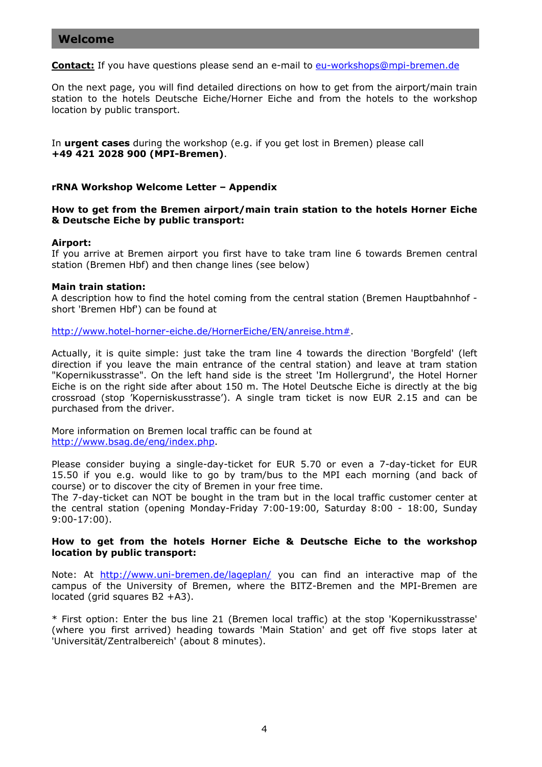## Welcome

**Contact:** If you have questions please send an e-mail to eu-workshops@mpi-bremen.de

On the next page, you will find detailed directions on how to get from the airport/main train station to the hotels Deutsche Eiche/Horner Eiche and from the hotels to the workshop location by public transport.

In **urgent cases** during the workshop (e.g. if you get lost in Bremen) please call
**+49 421 2028 900 (MPI-Bremen)**.

**rRNA Workshop Welcome Letter – Appendix**

**How to get from the Bremen airport/main train station to the hotels Horner Eiche & Deutsche Eiche by public transport:**

**Airport:**
If you arrive at Bremen airport you first have to take tram line 6 towards Bremen central station (Bremen Hbf) and then change lines (see below)

**Main train station:**
A description how to find the hotel coming from the central station (Bremen Hauptbahnhof - short 'Bremen Hbf') can be found at

http://www.hotel-horner-eiche.de/HornerEiche/EN/anreise.htm#.

Actually, it is quite simple: just take the tram line 4 towards the direction 'Borgfeld' (left direction if you leave the main entrance of the central station) and leave at tram station "Kopernikusstrasse". On the left hand side is the street 'Im Hollergrund', the Hotel Horner Eiche is on the right side after about 150 m. The Hotel Deutsche Eiche is directly at the big crossroad (stop 'Koperniskusstrasse'). A single tram ticket is now EUR 2.15 and can be purchased from the driver.

More information on Bremen local traffic can be found at
http://www.bsag.de/eng/index.php.

Please consider buying a single-day-ticket for EUR 5.70 or even a 7-day-ticket for EUR 15.50 if you e.g. would like to go by tram/bus to the MPI each morning (and back of course) or to discover the city of Bremen in your free time.
The 7-day-ticket can NOT be bought in the tram but in the local traffic customer center at the central station (opening Monday-Friday 7:00-19:00, Saturday 8:00 - 18:00, Sunday 9:00-17:00).

**How to get from the hotels Horner Eiche & Deutsche Eiche to the workshop location by public transport:**

Note: At http://www.uni-bremen.de/lageplan/ you can find an interactive map of the campus of the University of Bremen, where the BITZ-Bremen and the MPI-Bremen are located (grid squares B2 +A3).

* First option: Enter the bus line 21 (Bremen local traffic) at the stop 'Kopernikusstrasse' (where you first arrived) heading towards 'Main Station' and get off five stops later at 'Universität/Zentralbereich' (about 8 minutes).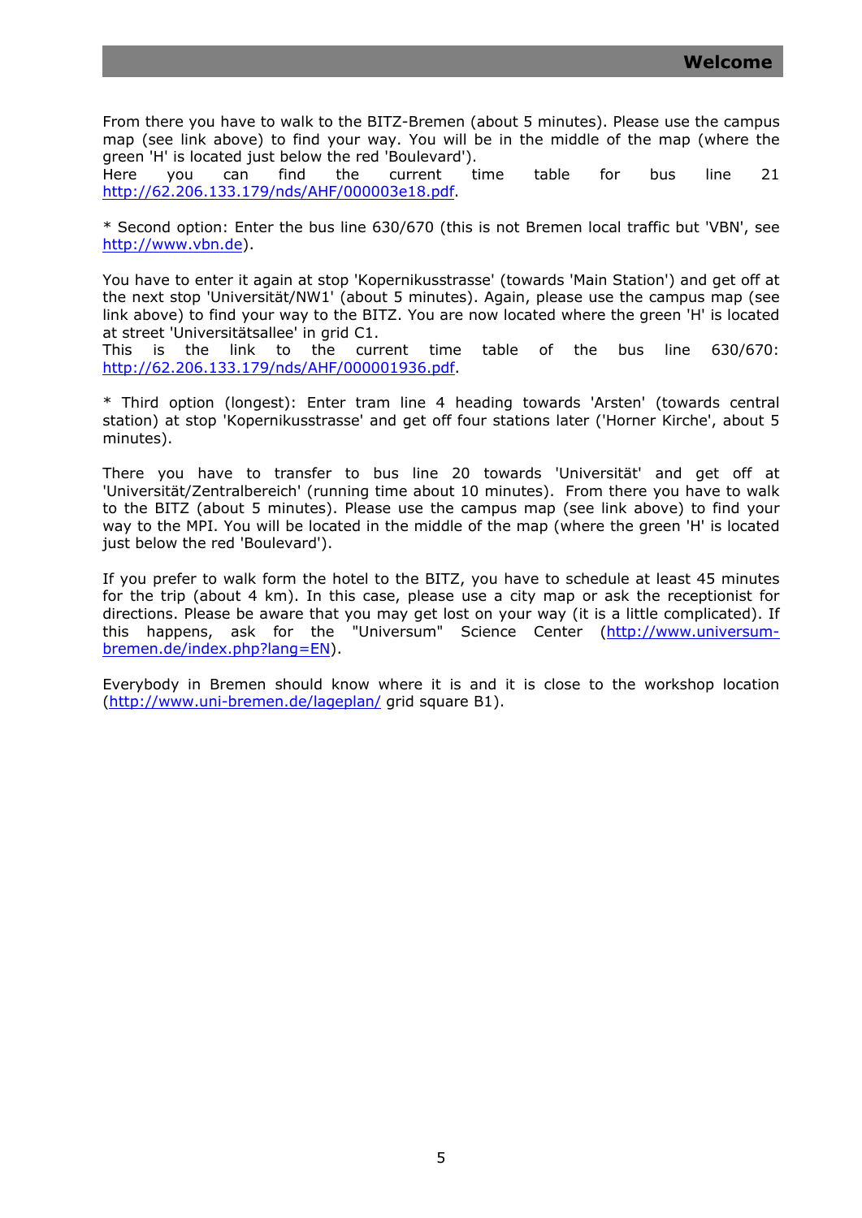From there you have to walk to the BITZ-Bremen (about 5 minutes). Please use the campus map (see link above) to find your way. You will be in the middle of the map (where the green 'H' is located just below the red 'Boulevard').
Here you can find the current time table for bus line 21 http://62.206.133.179/nds/AHF/000003e18.pdf.

* Second option: Enter the bus line 630/670 (this is not Bremen local traffic but 'VBN', see http://www.vbn.de).

You have to enter it again at stop 'Kopernikusstrasse' (towards 'Main Station') and get off at the next stop 'Universität/NW1' (about 5 minutes). Again, please use the campus map (see link above) to find your way to the BITZ. You are now located where the green 'H' is located at street 'Universitätsallee' in grid C1.
This is the link to the current time table of the bus line 630/670: http://62.206.133.179/nds/AHF/000001936.pdf.

* Third option (longest): Enter tram line 4 heading towards 'Arsten' (towards central station) at stop 'Kopernikusstrasse' and get off four stations later ('Horner Kirche', about 5 minutes).

There you have to transfer to bus line 20 towards 'Universität' and get off at 'Universität/Zentralbereich' (running time about 10 minutes). From there you have to walk to the BITZ (about 5 minutes). Please use the campus map (see link above) to find your way to the MPI. You will be located in the middle of the map (where the green 'H' is located just below the red 'Boulevard').

If you prefer to walk form the hotel to the BITZ, you have to schedule at least 45 minutes for the trip (about 4 km). In this case, please use a city map or ask the receptionist for directions. Please be aware that you may get lost on your way (it is a little complicated). If this happens, ask for the "Universum" Science Center (http://www.universum-bremen.de/index.php?lang=EN).

Everybody in Bremen should know where it is and it is close to the workshop location (http://www.uni-bremen.de/lageplan/ grid square B1).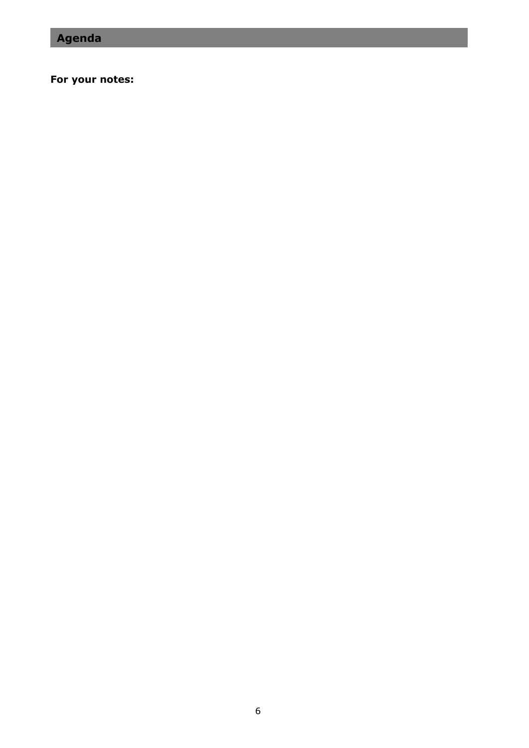## Agenda

**For your notes:**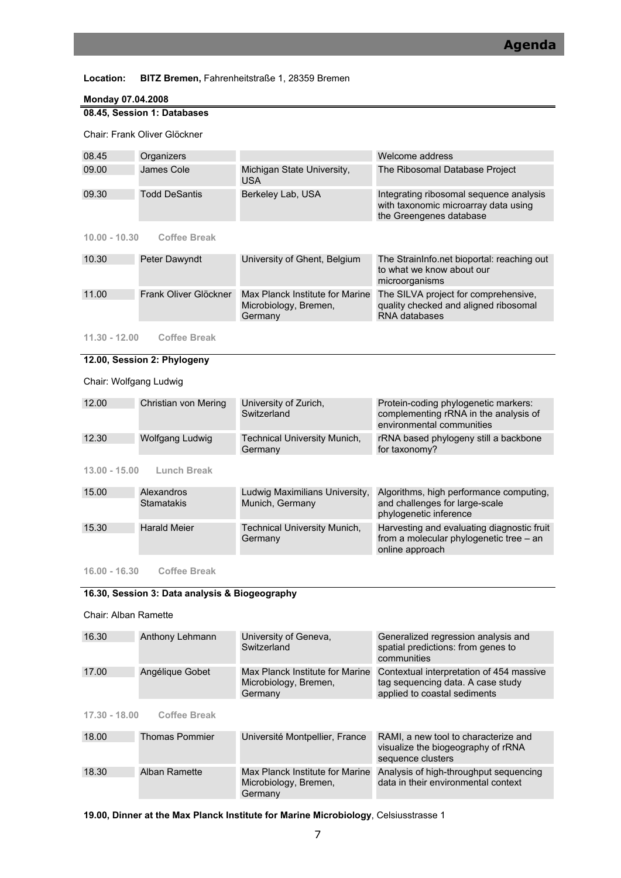# Agenda

**Location:** **BITZ Bremen,** Fahrenheitstraße 1, 28359 Bremen

**Monday 07.04.2008**

## 08.45, Session 1: Databases

Chair: Frank Oliver Glöckner

| | | | |
|---|---|---|---|
| 08.45 | Organizers | | Welcome address |
| 09.00 | James Cole | Michigan State University, USA | The Ribosomal Database Project |
| 09.30 | Todd DeSantis | Berkeley Lab, USA | Integrating ribosomal sequence analysis with taxonomic microarray data using the Greengenes database |

**10.00 - 10.30 Coffee Break**

| | | | |
|---|---|---|---|
| 10.30 | Peter Dawyndt | University of Ghent, Belgium | The StrainInfo.net bioportal: reaching out to what we know about our microorganisms |
| 11.00 | Frank Oliver Glöckner | Max Planck Institute for Marine Microbiology, Bremen, Germany | The SILVA project for comprehensive, quality checked and aligned ribosomal RNA databases |

**11.30 - 12.00 Coffee Break**

## 12.00, Session 2: Phylogeny

Chair: Wolfgang Ludwig

| | | | |
|---|---|---|---|
| 12.00 | Christian von Mering | University of Zurich, Switzerland | Protein-coding phylogenetic markers: complementing rRNA in the analysis of environmental communities |
| 12.30 | Wolfgang Ludwig | Technical University Munich, Germany | rRNA based phylogeny still a backbone for taxonomy? |

**13.00 - 15.00 Lunch Break**

| | | | |
|---|---|---|---|
| 15.00 | Alexandros Stamatakis | Ludwig Maximilians University, Munich, Germany | Algorithms, high performance computing, and challenges for large-scale phylogenetic inference |
| 15.30 | Harald Meier | Technical University Munich, Germany | Harvesting and evaluating diagnostic fruit from a molecular phylogenetic tree – an online approach |

**16.00 - 16.30 Coffee Break**

## 16.30, Session 3: Data analysis & Biogeography

Chair: Alban Ramette

| | | | |
|---|---|---|---|
| 16.30 | Anthony Lehmann | University of Geneva, Switzerland | Generalized regression analysis and spatial predictions: from genes to communities |
| 17.00 | Angélique Gobet | Max Planck Institute for Marine Microbiology, Bremen, Germany | Contextual interpretation of 454 massive tag sequencing data. A case study applied to coastal sediments |

**17.30 - 18.00 Coffee Break**

| | | | |
|---|---|---|---|
| 18.00 | Thomas Pommier | Université Montpellier, France | RAMI, a new tool to characterize and visualize the biogeography of rRNA sequence clusters |
| 18.30 | Alban Ramette | Max Planck Institute for Marine Microbiology, Bremen, Germany | Analysis of high-throughput sequencing data in their environmental context |

**19.00, Dinner at the Max Planck Institute for Marine Microbiology**, Celsiusstrasse 1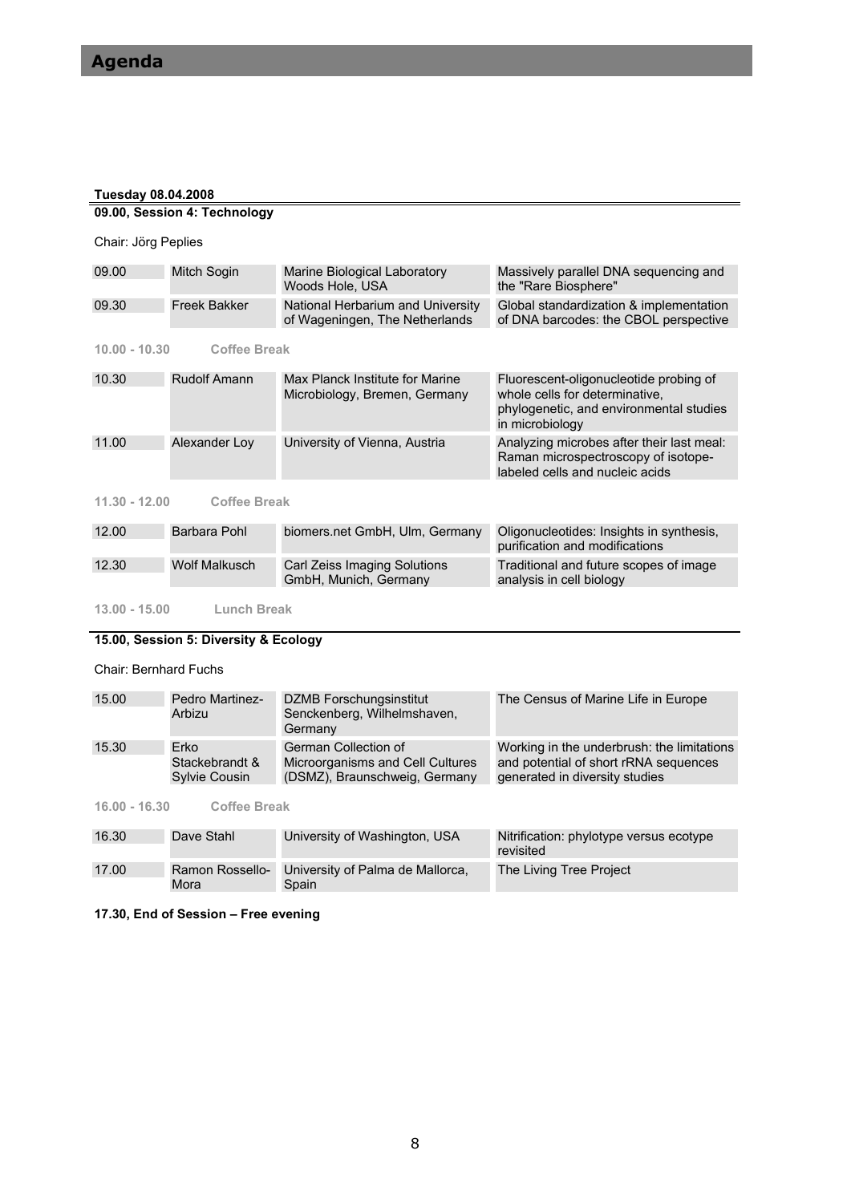# Agenda

**Tuesday 08.04.2008**

**09.00, Session 4: Technology**

Chair: Jörg Peplies

| | | | |
|---|---|---|---|
| 09.00 | Mitch Sogin | Marine Biological Laboratory Woods Hole, USA | Massively parallel DNA sequencing and the "Rare Biosphere" |
| 09.30 | Freek Bakker | National Herbarium and University of Wageningen, The Netherlands | Global standardization & implementation of DNA barcodes: the CBOL perspective |

**10.00 - 10.30 Coffee Break**

| | | | |
|---|---|---|---|
| 10.30 | Rudolf Amann | Max Planck Institute for Marine Microbiology, Bremen, Germany | Fluorescent-oligonucleotide probing of whole cells for determinative, phylogenetic, and environmental studies in microbiology |
| 11.00 | Alexander Loy | University of Vienna, Austria | Analyzing microbes after their last meal: Raman microspectroscopy of isotope-labeled cells and nucleic acids |

**11.30 - 12.00 Coffee Break**

| | | | |
|---|---|---|---|
| 12.00 | Barbara Pohl | biomers.net GmbH, Ulm, Germany | Oligonucleotides: Insights in synthesis, purification and modifications |
| 12.30 | Wolf Malkusch | Carl Zeiss Imaging Solutions GmbH, Munich, Germany | Traditional and future scopes of image analysis in cell biology |

**13.00 - 15.00 Lunch Break**

**15.00, Session 5: Diversity & Ecology**

Chair: Bernhard Fuchs

| | | | |
|---|---|---|---|
| 15.00 | Pedro Martinez-Arbizu | DZMB Forschungsinstitut Senckenberg, Wilhelmshaven, Germany | The Census of Marine Life in Europe |
| 15.30 | Erko Stackebrandt & Sylvie Cousin | German Collection of Microorganisms and Cell Cultures (DSMZ), Braunschweig, Germany | Working in the underbrush: the limitations and potential of short rRNA sequences generated in diversity studies |

**16.00 - 16.30 Coffee Break**

| | | | |
|---|---|---|---|
| 16.30 | Dave Stahl | University of Washington, USA | Nitrification: phylotype versus ecotype revisited |
| 17.00 | Ramon Rossello-Mora | University of Palma de Mallorca, Spain | The Living Tree Project |

**17.30, End of Session – Free evening**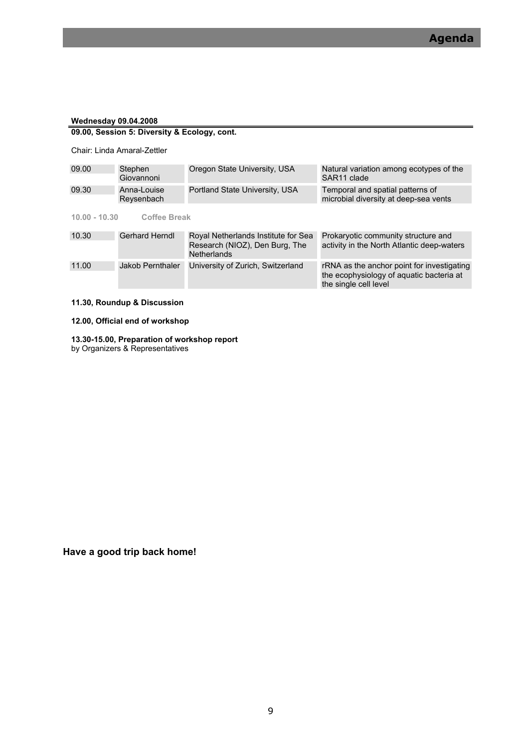# Agenda

**Wednesday 09.04.2008**

**09.00, Session 5: Diversity & Ecology, cont.**

Chair: Linda Amaral-Zettler

| | | | |
|---|---|---|---|
| 09.00 | Stephen Giovannoni | Oregon State University, USA | Natural variation among ecotypes of the SAR11 clade |
| 09.30 | Anna-Louise Reysenbach | Portland State University, USA | Temporal and spatial patterns of microbial diversity at deep-sea vents |

**10.00 - 10.30 Coffee Break**

| | | | |
|---|---|---|---|
| 10.30 | Gerhard Herndl | Royal Netherlands Institute for Sea Research (NIOZ), Den Burg, The Netherlands | Prokaryotic community structure and activity in the North Atlantic deep-waters |
| 11.00 | Jakob Pernthaler | University of Zurich, Switzerland | rRNA as the anchor point for investigating the ecophysiology of aquatic bacteria at the single cell level |

**11.30, Roundup & Discussion**

**12.00, Official end of workshop**

**13.30-15.00, Preparation of workshop report**
by Organizers & Representatives

**Have a good trip back home!**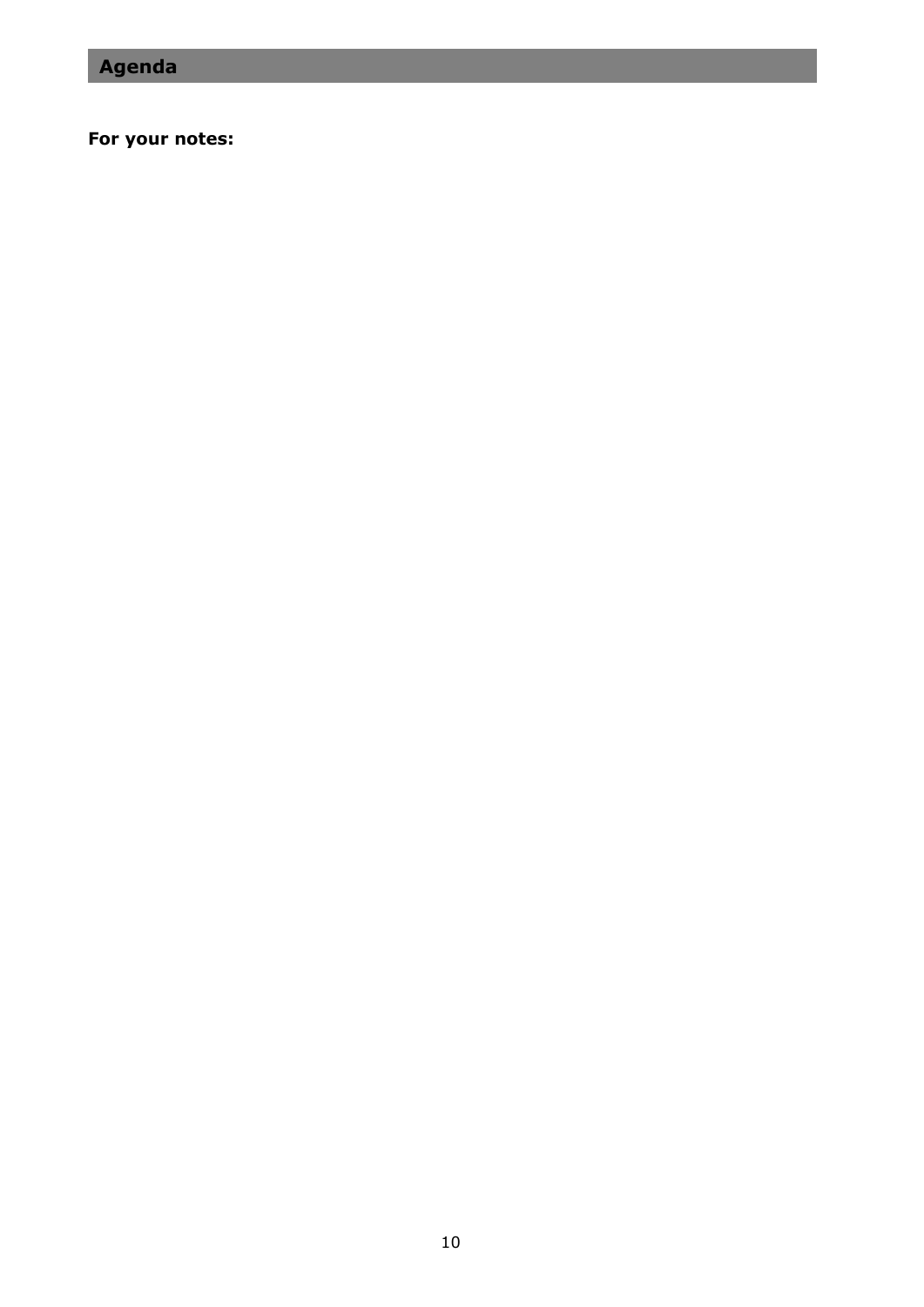## Agenda

**For your notes:**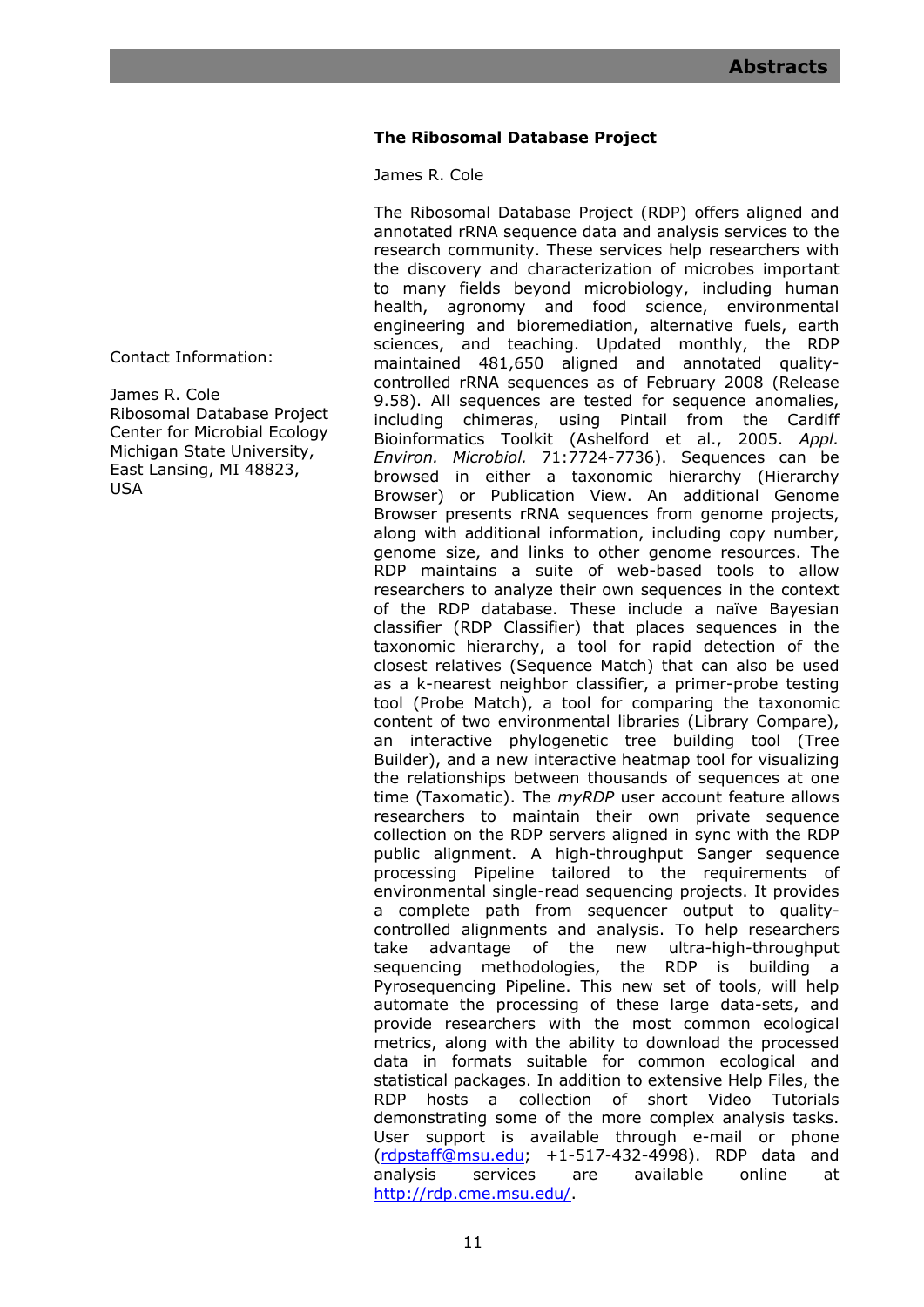## The Ribosomal Database Project

James R. Cole

Contact Information:

James R. Cole
Ribosomal Database Project
Center for Microbial Ecology
Michigan State University,
East Lansing, MI 48823,
USA

The Ribosomal Database Project (RDP) offers aligned and annotated rRNA sequence data and analysis services to the research community. These services help researchers with the discovery and characterization of microbes important to many fields beyond microbiology, including human health, agronomy and food science, environmental engineering and bioremediation, alternative fuels, earth sciences, and teaching. Updated monthly, the RDP maintained 481,650 aligned and annotated quality-controlled rRNA sequences as of February 2008 (Release 9.58). All sequences are tested for sequence anomalies, including chimeras, using Pintail from the Cardiff Bioinformatics Toolkit (Ashelford et al., 2005. *Appl. Environ. Microbiol.* 71:7724-7736). Sequences can be browsed in either a taxonomic hierarchy (Hierarchy Browser) or Publication View. An additional Genome Browser presents rRNA sequences from genome projects, along with additional information, including copy number, genome size, and links to other genome resources. The RDP maintains a suite of web-based tools to allow researchers to analyze their own sequences in the context of the RDP database. These include a naïve Bayesian classifier (RDP Classifier) that places sequences in the taxonomic hierarchy, a tool for rapid detection of the closest relatives (Sequence Match) that can also be used as a k-nearest neighbor classifier, a primer-probe testing tool (Probe Match), a tool for comparing the taxonomic content of two environmental libraries (Library Compare), an interactive phylogenetic tree building tool (Tree Builder), and a new interactive heatmap tool for visualizing the relationships between thousands of sequences at one time (Taxomatic). The *myRDP* user account feature allows researchers to maintain their own private sequence collection on the RDP servers aligned in sync with the RDP public alignment. A high-throughput Sanger sequence processing Pipeline tailored to the requirements of environmental single-read sequencing projects. It provides a complete path from sequencer output to quality-controlled alignments and analysis. To help researchers take advantage of the new ultra-high-throughput sequencing methodologies, the RDP is building a Pyrosequencing Pipeline. This new set of tools, will help automate the processing of these large data-sets, and provide researchers with the most common ecological metrics, along with the ability to download the processed data in formats suitable for common ecological and statistical packages. In addition to extensive Help Files, the RDP hosts a collection of short Video Tutorials demonstrating some of the more complex analysis tasks. User support is available through e-mail or phone (rdpstaff@msu.edu; +1-517-432-4998). RDP data and analysis services are available online at http://rdp.cme.msu.edu/.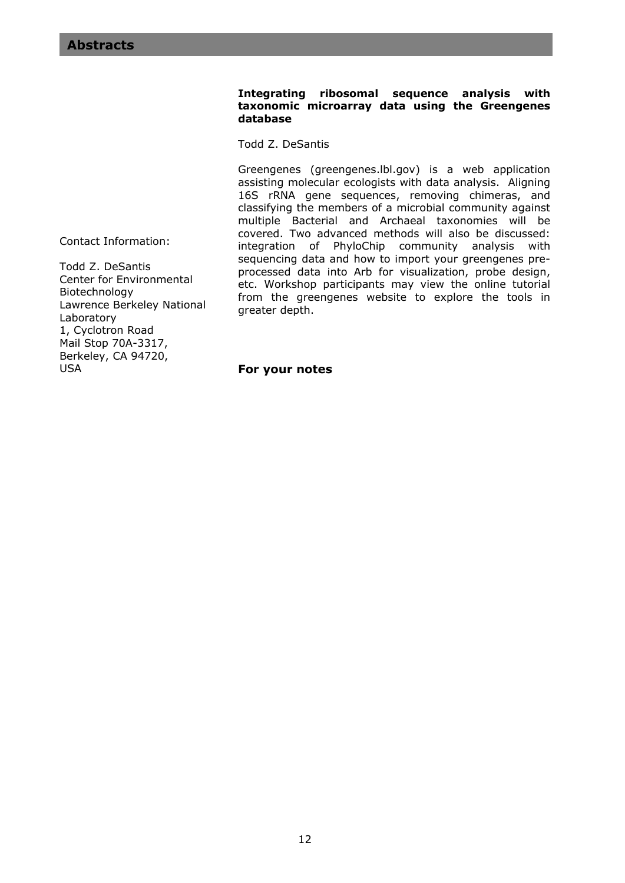## Abstracts

### Integrating ribosomal sequence analysis with taxonomic microarray data using the Greengenes database

Todd Z. DeSantis

Greengenes (greengenes.lbl.gov) is a web application assisting molecular ecologists with data analysis. Aligning 16S rRNA gene sequences, removing chimeras, and classifying the members of a microbial community against multiple Bacterial and Archaeal taxonomies will be covered. Two advanced methods will also be discussed: integration of PhyloChip community analysis with sequencing data and how to import your greengenes pre-processed data into Arb for visualization, probe design, etc. Workshop participants may view the online tutorial from the greengenes website to explore the tools in greater depth.

Contact Information:

Todd Z. DeSantis  
Center for Environmental Biotechnology  
Lawrence Berkeley National Laboratory  
1, Cyclotron Road  
Mail Stop 70A-3317,  
Berkeley, CA 94720,  
USA

**For your notes**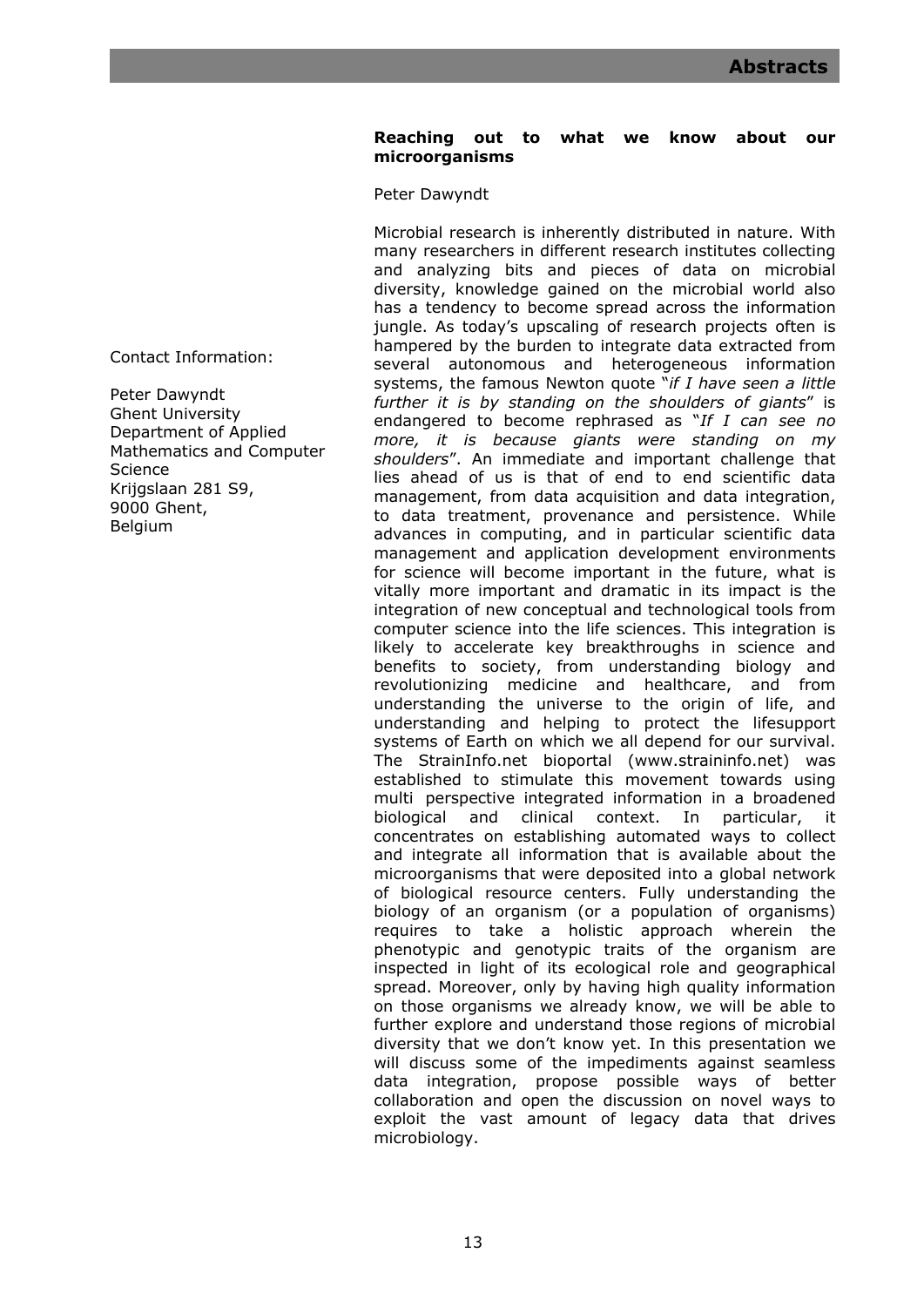## Reaching out to what we know about our microorganisms

Peter Dawyndt

Contact Information:

Peter Dawyndt
Ghent University
Department of Applied Mathematics and Computer Science
Krijgslaan 281 S9,
9000 Ghent,
Belgium

Microbial research is inherently distributed in nature. With many researchers in different research institutes collecting and analyzing bits and pieces of data on microbial diversity, knowledge gained on the microbial world also has a tendency to become spread across the information jungle. As today's upscaling of research projects often is hampered by the burden to integrate data extracted from several autonomous and heterogeneous information systems, the famous Newton quote "*if I have seen a little further it is by standing on the shoulders of giants*" is endangered to become rephrased as "*If I can see no more, it is because giants were standing on my shoulders*". An immediate and important challenge that lies ahead of us is that of end to end scientific data management, from data acquisition and data integration, to data treatment, provenance and persistence. While advances in computing, and in particular scientific data management and application development environments for science will become important in the future, what is vitally more important and dramatic in its impact is the integration of new conceptual and technological tools from computer science into the life sciences. This integration is likely to accelerate key breakthroughs in science and benefits to society, from understanding biology and revolutionizing medicine and healthcare, and from understanding the universe to the origin of life, and understanding and helping to protect the lifesupport systems of Earth on which we all depend for our survival. The StrainInfo.net bioportal (www.straininfo.net) was established to stimulate this movement towards using multi perspective integrated information in a broadened biological and clinical context. In particular, it concentrates on establishing automated ways to collect and integrate all information that is available about the microorganisms that were deposited into a global network of biological resource centers. Fully understanding the biology of an organism (or a population of organisms) requires to take a holistic approach wherein the phenotypic and genotypic traits of the organism are inspected in light of its ecological role and geographical spread. Moreover, only by having high quality information on those organisms we already know, we will be able to further explore and understand those regions of microbial diversity that we don't know yet. In this presentation we will discuss some of the impediments against seamless data integration, propose possible ways of better collaboration and open the discussion on novel ways to exploit the vast amount of legacy data that drives microbiology.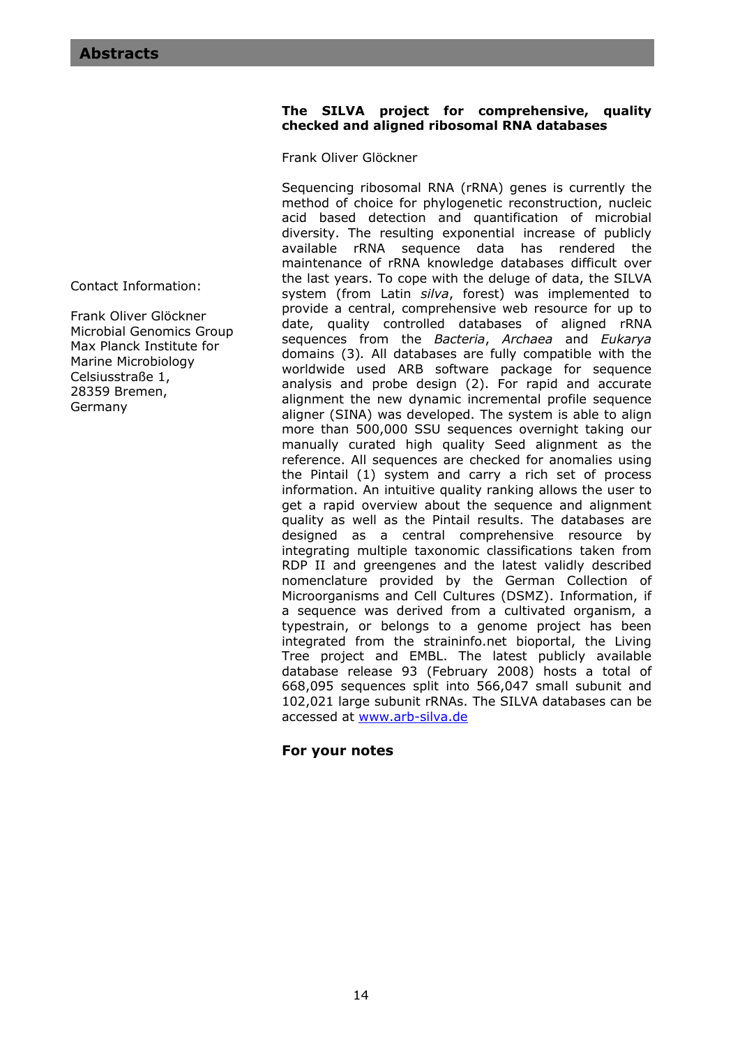## The SILVA project for comprehensive, quality checked and aligned ribosomal RNA databases

Frank Oliver Glöckner

Sequencing ribosomal RNA (rRNA) genes is currently the method of choice for phylogenetic reconstruction, nucleic acid based detection and quantification of microbial diversity. The resulting exponential increase of publicly available rRNA sequence data has rendered the maintenance of rRNA knowledge databases difficult over the last years. To cope with the deluge of data, the SILVA system (from Latin *silva*, forest) was implemented to provide a central, comprehensive web resource for up to date, quality controlled databases of aligned rRNA sequences from the *Bacteria*, *Archaea* and *Eukarya* domains (3). All databases are fully compatible with the worldwide used ARB software package for sequence analysis and probe design (2). For rapid and accurate alignment the new dynamic incremental profile sequence aligner (SINA) was developed. The system is able to align more than 500,000 SSU sequences overnight taking our manually curated high quality Seed alignment as the reference. All sequences are checked for anomalies using the Pintail (1) system and carry a rich set of process information. An intuitive quality ranking allows the user to get a rapid overview about the sequence and alignment quality as well as the Pintail results. The databases are designed as a central comprehensive resource by integrating multiple taxonomic classifications taken from RDP II and greengenes and the latest validly described nomenclature provided by the German Collection of Microorganisms and Cell Cultures (DSMZ). Information, if a sequence was derived from a cultivated organism, a typestrain, or belongs to a genome project has been integrated from the straininfo.net bioportal, the Living Tree project and EMBL. The latest publicly available database release 93 (February 2008) hosts a total of 668,095 sequences split into 566,047 small subunit and 102,021 large subunit rRNAs. The SILVA databases can be accessed at www.arb-silva.de

Contact Information:

Frank Oliver Glöckner
Microbial Genomics Group
Max Planck Institute for Marine Microbiology
Celsiusstraße 1,
28359 Bremen,
Germany

**For your notes**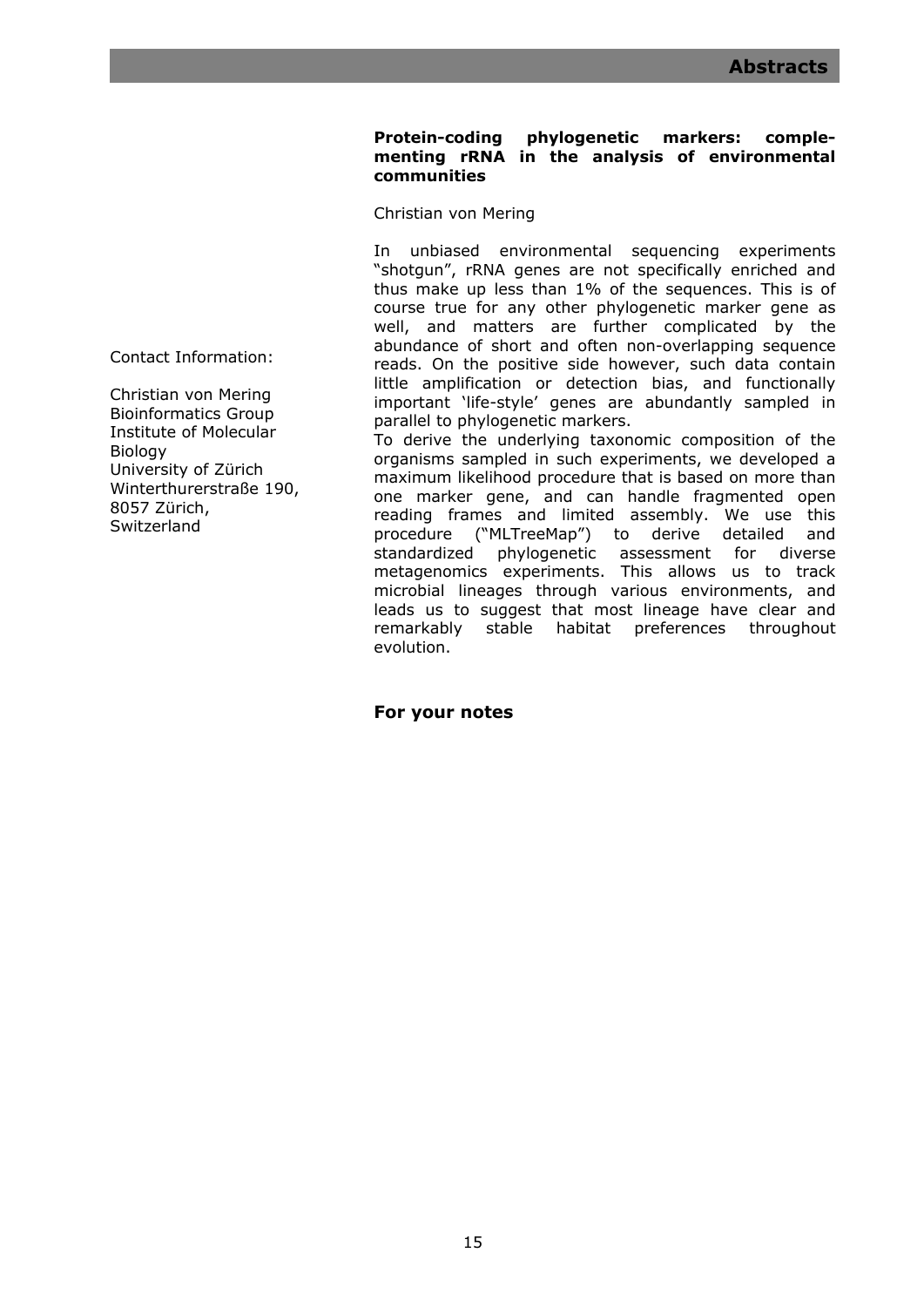### Protein-coding phylogenetic markers: complementing rRNA in the analysis of environmental communities

Christian von Mering

Contact Information:

Christian von Mering
Bioinformatics Group
Institute of Molecular Biology
University of Zürich
Winterthurerstraße 190,
8057 Zürich,
Switzerland

In unbiased environmental sequencing experiments "shotgun", rRNA genes are not specifically enriched and thus make up less than 1% of the sequences. This is of course true for any other phylogenetic marker gene as well, and matters are further complicated by the abundance of short and often non-overlapping sequence reads. On the positive side however, such data contain little amplification or detection bias, and functionally important 'life-style' genes are abundantly sampled in parallel to phylogenetic markers.
To derive the underlying taxonomic composition of the organisms sampled in such experiments, we developed a maximum likelihood procedure that is based on more than one marker gene, and can handle fragmented open reading frames and limited assembly. We use this procedure ("MLTreeMap") to derive detailed and standardized phylogenetic assessment for diverse metagenomics experiments. This allows us to track microbial lineages through various environments, and leads us to suggest that most lineage have clear and remarkably stable habitat preferences throughout evolution.

**For your notes**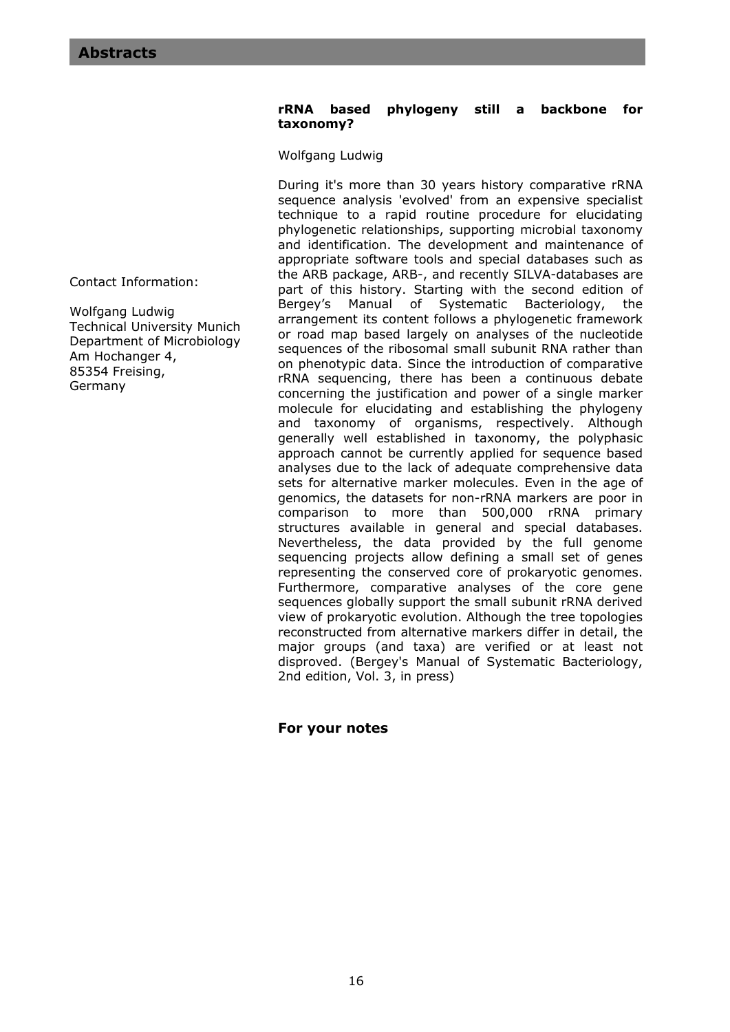## rRNA based phylogeny still a backbone for taxonomy?

Wolfgang Ludwig

Contact Information:

Wolfgang Ludwig
Technical University Munich
Department of Microbiology
Am Hochanger 4,
85354 Freising,
Germany

During it's more than 30 years history comparative rRNA sequence analysis 'evolved' from an expensive specialist technique to a rapid routine procedure for elucidating phylogenetic relationships, supporting microbial taxonomy and identification. The development and maintenance of appropriate software tools and special databases such as the ARB package, ARB-, and recently SILVA-databases are part of this history. Starting with the second edition of Bergey's Manual of Systematic Bacteriology, the arrangement its content follows a phylogenetic framework or road map based largely on analyses of the nucleotide sequences of the ribosomal small subunit RNA rather than on phenotypic data. Since the introduction of comparative rRNA sequencing, there has been a continuous debate concerning the justification and power of a single marker molecule for elucidating and establishing the phylogeny and taxonomy of organisms, respectively. Although generally well established in taxonomy, the polyphasic approach cannot be currently applied for sequence based analyses due to the lack of adequate comprehensive data sets for alternative marker molecules. Even in the age of genomics, the datasets for non-rRNA markers are poor in comparison to more than 500,000 rRNA primary structures available in general and special databases. Nevertheless, the data provided by the full genome sequencing projects allow defining a small set of genes representing the conserved core of prokaryotic genomes. Furthermore, comparative analyses of the core gene sequences globally support the small subunit rRNA derived view of prokaryotic evolution. Although the tree topologies reconstructed from alternative markers differ in detail, the major groups (and taxa) are verified or at least not disproved. (Bergey's Manual of Systematic Bacteriology, 2nd edition, Vol. 3, in press)

**For your notes**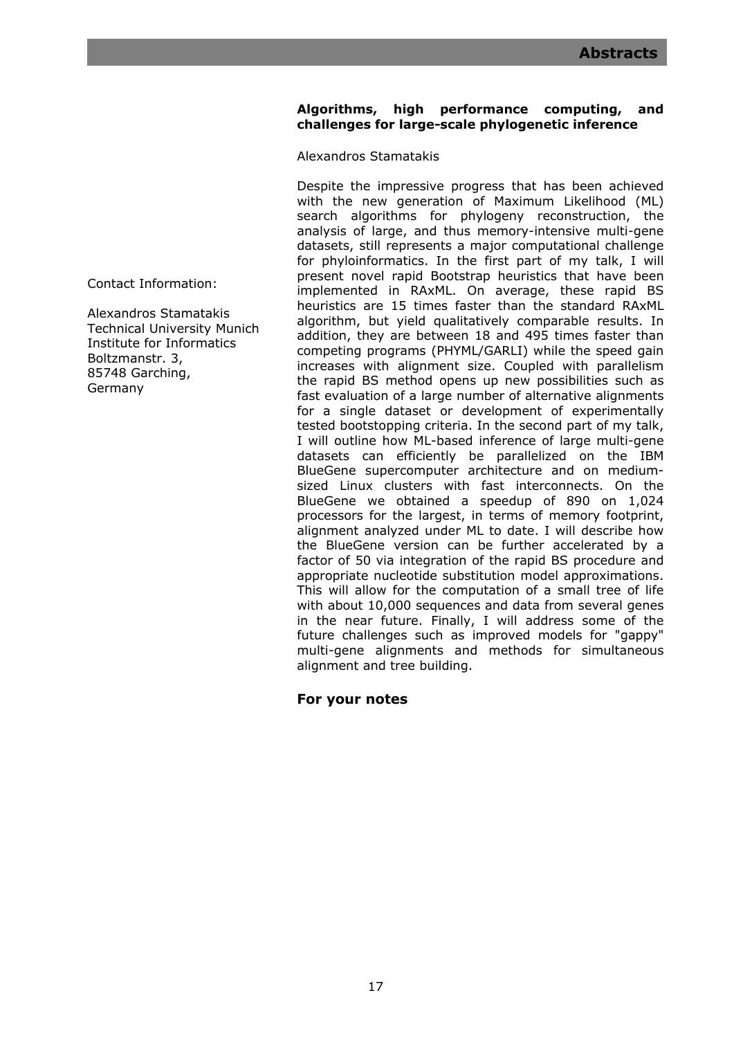## Algorithms, high performance computing, and challenges for large-scale phylogenetic inference

Alexandros Stamatakis

Contact Information:

Alexandros Stamatakis
Technical University Munich
Institute for Informatics
Boltzmanstr. 3,
85748 Garching,
Germany

Despite the impressive progress that has been achieved with the new generation of Maximum Likelihood (ML) search algorithms for phylogeny reconstruction, the analysis of large, and thus memory-intensive multi-gene datasets, still represents a major computational challenge for phyloinformatics. In the first part of my talk, I will present novel rapid Bootstrap heuristics that have been implemented in RAxML. On average, these rapid BS heuristics are 15 times faster than the standard RAxML algorithm, but yield qualitatively comparable results. In addition, they are between 18 and 495 times faster than competing programs (PHYML/GARLI) while the speed gain increases with alignment size. Coupled with parallelism the rapid BS method opens up new possibilities such as fast evaluation of a large number of alternative alignments for a single dataset or development of experimentally tested bootstopping criteria. In the second part of my talk, I will outline how ML-based inference of large multi-gene datasets can efficiently be parallelized on the IBM BlueGene supercomputer architecture and on medium-sized Linux clusters with fast interconnects. On the BlueGene we obtained a speedup of 890 on 1,024 processors for the largest, in terms of memory footprint, alignment analyzed under ML to date. I will describe how the BlueGene version can be further accelerated by a factor of 50 via integration of the rapid BS procedure and appropriate nucleotide substitution model approximations. This will allow for the computation of a small tree of life with about 10,000 sequences and data from several genes in the near future. Finally, I will address some of the future challenges such as improved models for "gappy" multi-gene alignments and methods for simultaneous alignment and tree building.

### For your notes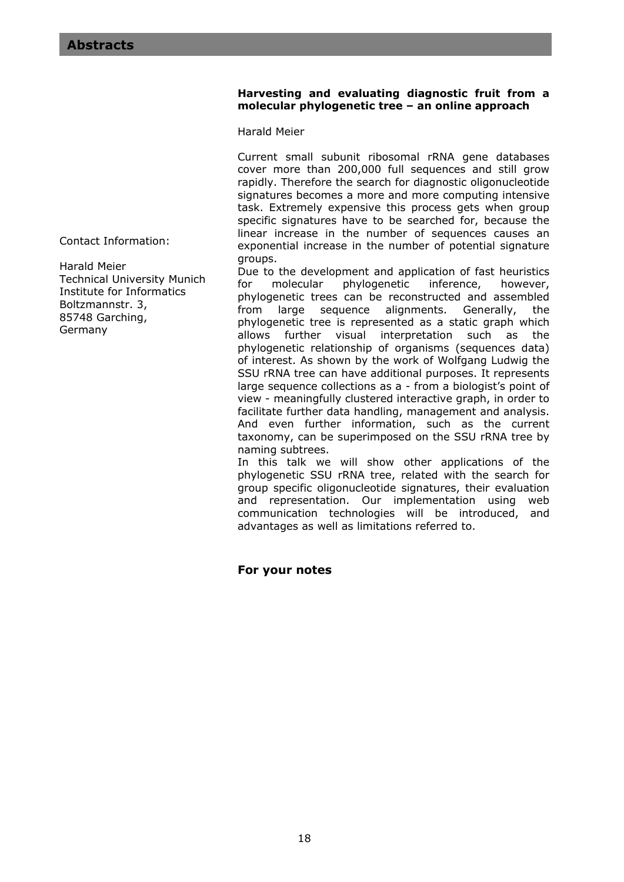## Harvesting and evaluating diagnostic fruit from a molecular phylogenetic tree – an online approach

Harald Meier

Contact Information:

Harald Meier
Technical University Munich
Institute for Informatics
Boltzmannstr. 3,
85748 Garching,
Germany

Current small subunit ribosomal rRNA gene databases cover more than 200,000 full sequences and still grow rapidly. Therefore the search for diagnostic oligonucleotide signatures becomes a more and more computing intensive task. Extremely expensive this process gets when group specific signatures have to be searched for, because the linear increase in the number of sequences causes an exponential increase in the number of potential signature groups.

Due to the development and application of fast heuristics for molecular phylogenetic inference, however, phylogenetic trees can be reconstructed and assembled from large sequence alignments. Generally, the phylogenetic tree is represented as a static graph which allows further visual interpretation such as the phylogenetic relationship of organisms (sequences data) of interest. As shown by the work of Wolfgang Ludwig the SSU rRNA tree can have additional purposes. It represents large sequence collections as a - from a biologist's point of view - meaningfully clustered interactive graph, in order to facilitate further data handling, management and analysis. And even further information, such as the current taxonomy, can be superimposed on the SSU rRNA tree by naming subtrees.

In this talk we will show other applications of the phylogenetic SSU rRNA tree, related with the search for group specific oligonucleotide signatures, their evaluation and representation. Our implementation using web communication technologies will be introduced, and advantages as well as limitations referred to.

### For your notes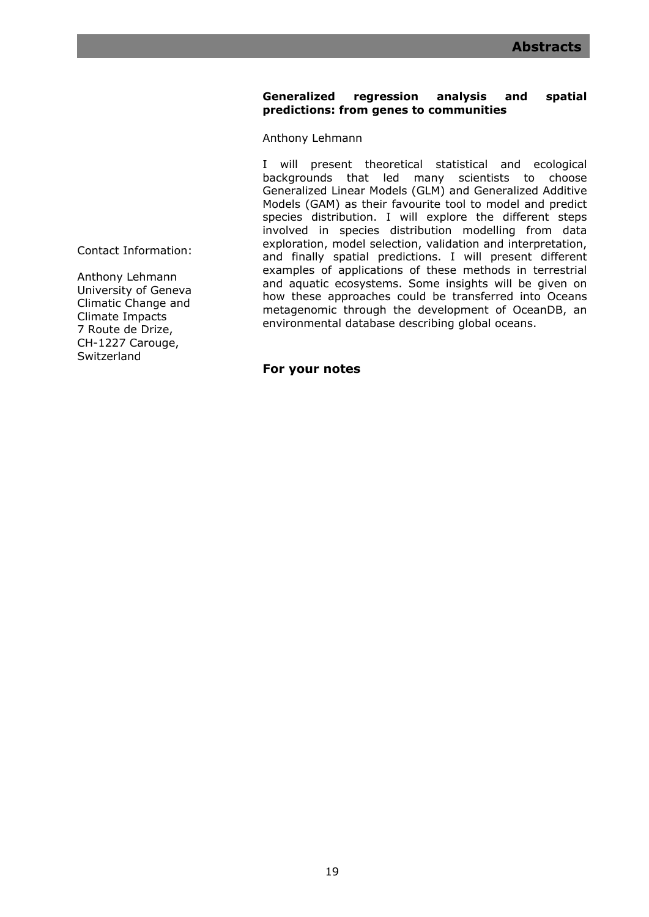## Generalized regression analysis and spatial predictions: from genes to communities

Anthony Lehmann

I will present theoretical statistical and ecological backgrounds that led many scientists to choose Generalized Linear Models (GLM) and Generalized Additive Models (GAM) as their favourite tool to model and predict species distribution. I will explore the different steps involved in species distribution modelling from data exploration, model selection, validation and interpretation, and finally spatial predictions. I will present different examples of applications of these methods in terrestrial and aquatic ecosystems. Some insights will be given on how these approaches could be transferred into Oceans metagenomic through the development of OceanDB, an environmental database describing global oceans.

Contact Information:

Anthony Lehmann
University of Geneva
Climatic Change and Climate Impacts
7 Route de Drize,
CH-1227 Carouge,
Switzerland

### For your notes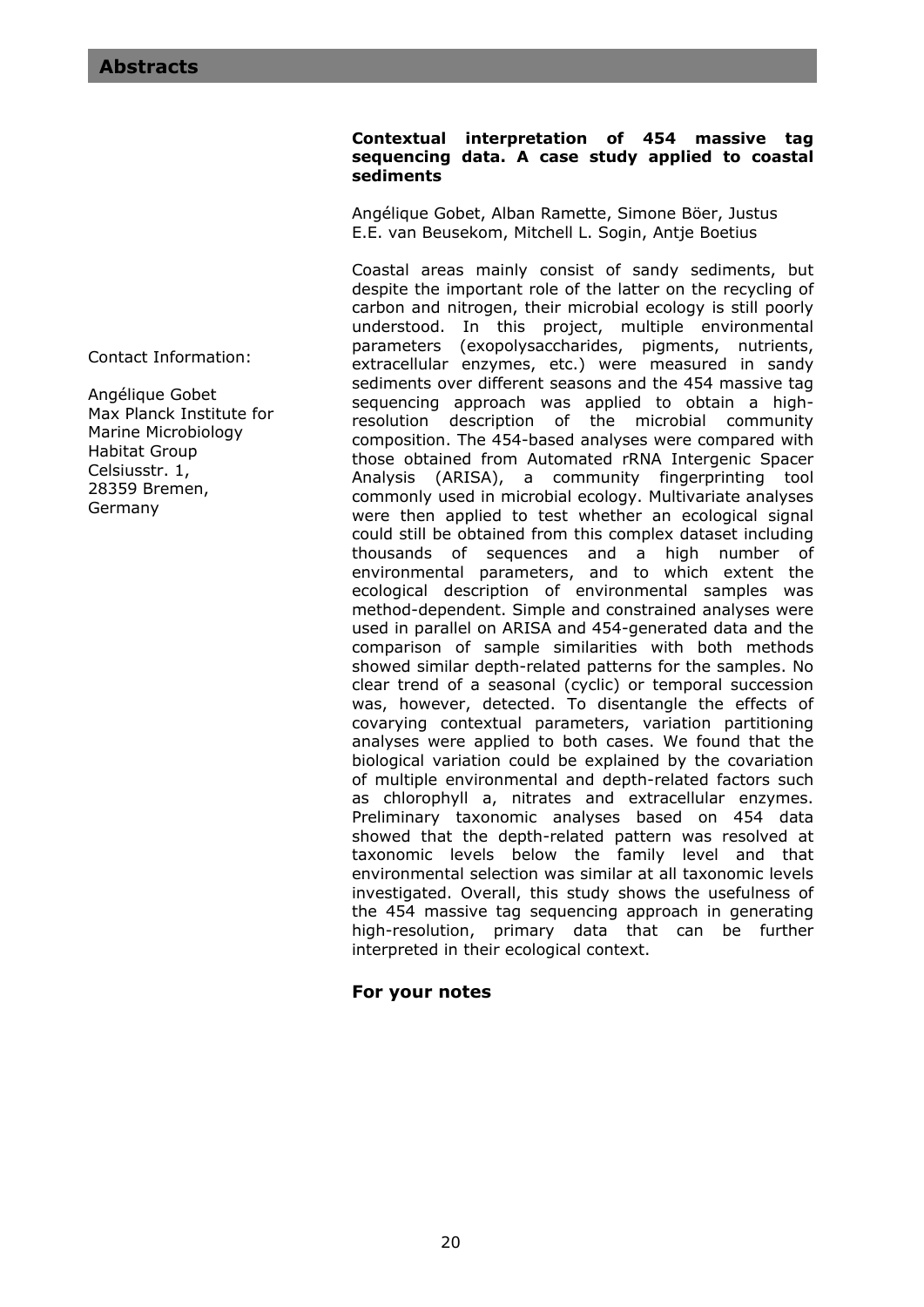### Contextual interpretation of 454 massive tag sequencing data. A case study applied to coastal sediments

Angélique Gobet, Alban Ramette, Simone Böer, Justus E.E. van Beusekom, Mitchell L. Sogin, Antje Boetius

Contact Information:

Angélique Gobet
Max Planck Institute for Marine Microbiology
Habitat Group
Celsiusstr. 1,
28359 Bremen,
Germany

Coastal areas mainly consist of sandy sediments, but despite the important role of the latter on the recycling of carbon and nitrogen, their microbial ecology is still poorly understood. In this project, multiple environmental parameters (exopolysaccharides, pigments, nutrients, extracellular enzymes, etc.) were measured in sandy sediments over different seasons and the 454 massive tag sequencing approach was applied to obtain a high-resolution description of the microbial community composition. The 454-based analyses were compared with those obtained from Automated rRNA Intergenic Spacer Analysis (ARISA), a community fingerprinting tool commonly used in microbial ecology. Multivariate analyses were then applied to test whether an ecological signal could still be obtained from this complex dataset including thousands of sequences and a high number of environmental parameters, and to which extent the ecological description of environmental samples was method-dependent. Simple and constrained analyses were used in parallel on ARISA and 454-generated data and the comparison of sample similarities with both methods showed similar depth-related patterns for the samples. No clear trend of a seasonal (cyclic) or temporal succession was, however, detected. To disentangle the effects of covarying contextual parameters, variation partitioning analyses were applied to both cases. We found that the biological variation could be explained by the covariation of multiple environmental and depth-related factors such as chlorophyll a, nitrates and extracellular enzymes. Preliminary taxonomic analyses based on 454 data showed that the depth-related pattern was resolved at taxonomic levels below the family level and that environmental selection was similar at all taxonomic levels investigated. Overall, this study shows the usefulness of the 454 massive tag sequencing approach in generating high-resolution, primary data that can be further interpreted in their ecological context.

### For your notes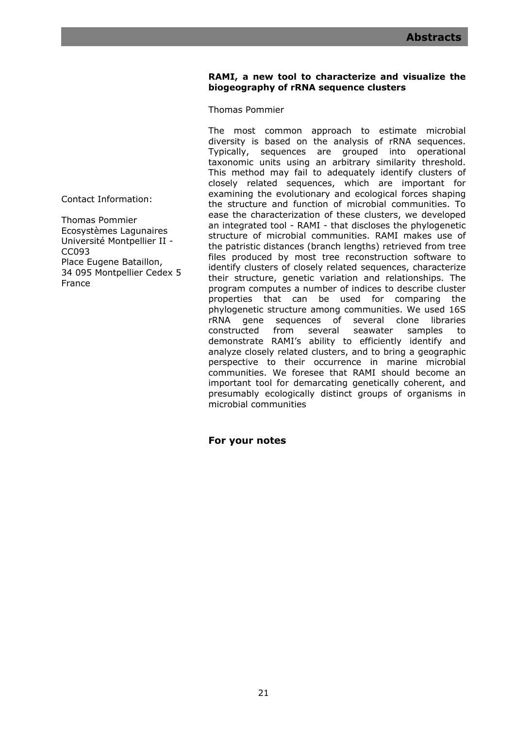## RAMI, a new tool to characterize and visualize the biogeography of rRNA sequence clusters

Thomas Pommier

The most common approach to estimate microbial diversity is based on the analysis of rRNA sequences. Typically, sequences are grouped into operational taxonomic units using an arbitrary similarity threshold. This method may fail to adequately identify clusters of closely related sequences, which are important for examining the evolutionary and ecological forces shaping the structure and function of microbial communities. To ease the characterization of these clusters, we developed an integrated tool - RAMI - that discloses the phylogenetic structure of microbial communities. RAMI makes use of the patristic distances (branch lengths) retrieved from tree files produced by most tree reconstruction software to identify clusters of closely related sequences, characterize their structure, genetic variation and relationships. The program computes a number of indices to describe cluster properties that can be used for comparing the phylogenetic structure among communities. We used 16S rRNA gene sequences of several clone libraries constructed from several seawater samples to demonstrate RAMI's ability to efficiently identify and analyze closely related clusters, and to bring a geographic perspective to their occurrence in marine microbial communities. We foresee that RAMI should become an important tool for demarcating genetically coherent, and presumably ecologically distinct groups of organisms in microbial communities

Contact Information:

Thomas Pommier
Ecosystèmes Lagunaires
Université Montpellier II - CC093
Place Eugene Bataillon,
34 095 Montpellier Cedex 5
France

**For your notes**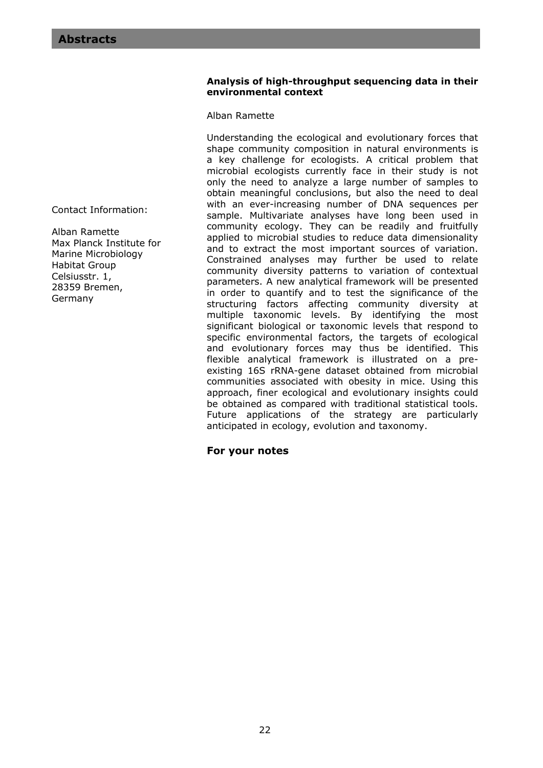### Analysis of high-throughput sequencing data in their environmental context

Alban Ramette

Understanding the ecological and evolutionary forces that shape community composition in natural environments is a key challenge for ecologists. A critical problem that microbial ecologists currently face in their study is not only the need to analyze a large number of samples to obtain meaningful conclusions, but also the need to deal with an ever-increasing number of DNA sequences per sample. Multivariate analyses have long been used in community ecology. They can be readily and fruitfully applied to microbial studies to reduce data dimensionality and to extract the most important sources of variation. Constrained analyses may further be used to relate community diversity patterns to variation of contextual parameters. A new analytical framework will be presented in order to quantify and to test the significance of the structuring factors affecting community diversity at multiple taxonomic levels. By identifying the most significant biological or taxonomic levels that respond to specific environmental factors, the targets of ecological and evolutionary forces may thus be identified. This flexible analytical framework is illustrated on a pre-existing 16S rRNA-gene dataset obtained from microbial communities associated with obesity in mice. Using this approach, finer ecological and evolutionary insights could be obtained as compared with traditional statistical tools. Future applications of the strategy are particularly anticipated in ecology, evolution and taxonomy.

Contact Information:

Alban Ramette
Max Planck Institute for Marine Microbiology
Habitat Group
Celsiusstr. 1,
28359 Bremen,
Germany

### For your notes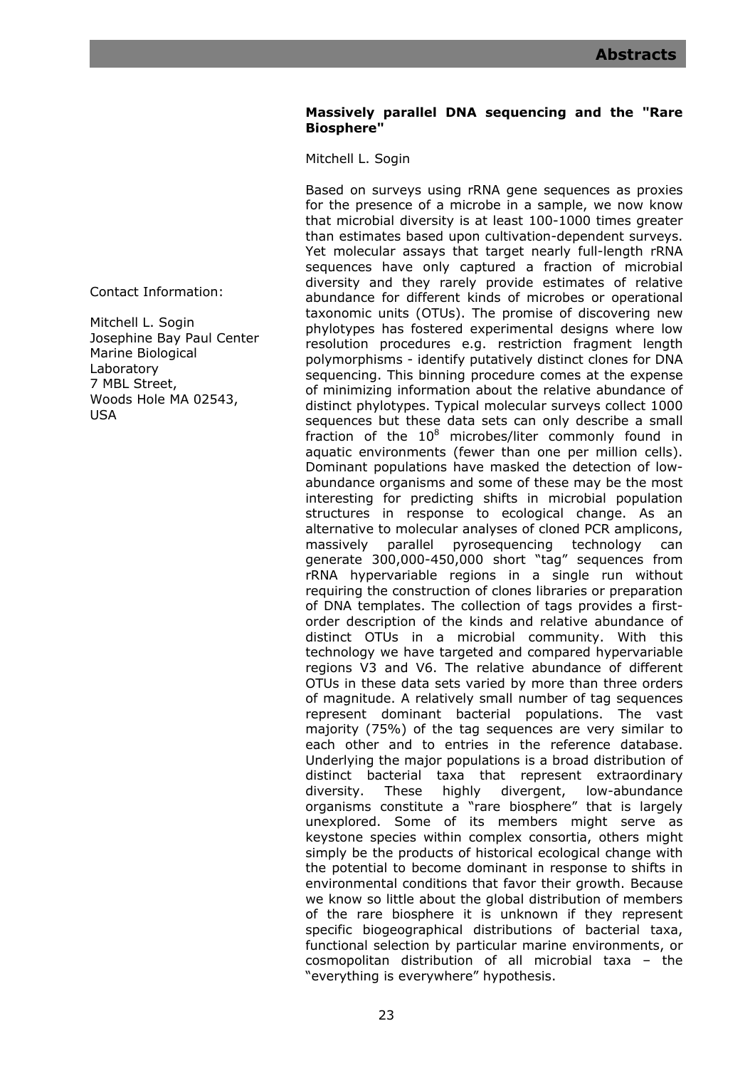## Massively parallel DNA sequencing and the "Rare Biosphere"

Mitchell L. Sogin

Contact Information:

Mitchell L. Sogin
Josephine Bay Paul Center
Marine Biological Laboratory
7 MBL Street,
Woods Hole MA 02543,
USA

Based on surveys using rRNA gene sequences as proxies for the presence of a microbe in a sample, we now know that microbial diversity is at least 100-1000 times greater than estimates based upon cultivation-dependent surveys. Yet molecular assays that target nearly full-length rRNA sequences have only captured a fraction of microbial diversity and they rarely provide estimates of relative abundance for different kinds of microbes or operational taxonomic units (OTUs). The promise of discovering new phylotypes has fostered experimental designs where low resolution procedures e.g. restriction fragment length polymorphisms - identify putatively distinct clones for DNA sequencing. This binning procedure comes at the expense of minimizing information about the relative abundance of distinct phylotypes. Typical molecular surveys collect 1000 sequences but these data sets can only describe a small fraction of the $10^8$ microbes/liter commonly found in aquatic environments (fewer than one per million cells). Dominant populations have masked the detection of low-abundance organisms and some of these may be the most interesting for predicting shifts in microbial population structures in response to ecological change. As an alternative to molecular analyses of cloned PCR amplicons, massively parallel pyrosequencing technology can generate 300,000-450,000 short "tag" sequences from rRNA hypervariable regions in a single run without requiring the construction of clones libraries or preparation of DNA templates. The collection of tags provides a first-order description of the kinds and relative abundance of distinct OTUs in a microbial community. With this technology we have targeted and compared hypervariable regions V3 and V6. The relative abundance of different OTUs in these data sets varied by more than three orders of magnitude. A relatively small number of tag sequences represent dominant bacterial populations. The vast majority (75%) of the tag sequences are very similar to each other and to entries in the reference database. Underlying the major populations is a broad distribution of distinct bacterial taxa that represent extraordinary diversity. These highly divergent, low-abundance organisms constitute a "rare biosphere" that is largely unexplored. Some of its members might serve as keystone species within complex consortia, others might simply be the products of historical ecological change with the potential to become dominant in response to shifts in environmental conditions that favor their growth. Because we know so little about the global distribution of members of the rare biosphere it is unknown if they represent specific biogeographical distributions of bacterial taxa, functional selection by particular marine environments, or cosmopolitan distribution of all microbial taxa – the "everything is everywhere" hypothesis.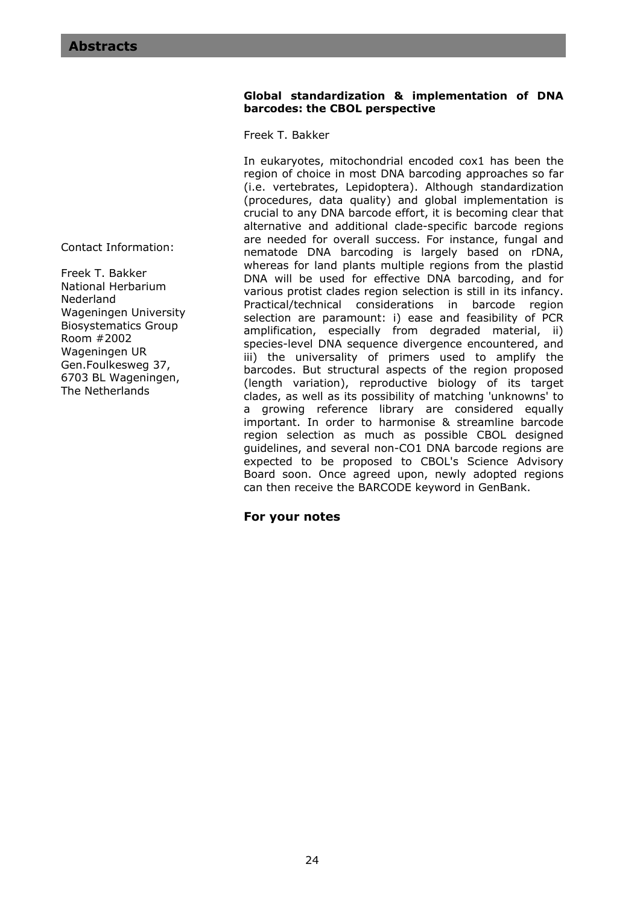## Abstracts

### Global standardization & implementation of DNA barcodes: the CBOL perspective

Freek T. Bakker

In eukaryotes, mitochondrial encoded cox1 has been the region of choice in most DNA barcoding approaches so far (i.e. vertebrates, Lepidoptera). Although standardization (procedures, data quality) and global implementation is crucial to any DNA barcode effort, it is becoming clear that alternative and additional clade-specific barcode regions are needed for overall success. For instance, fungal and nematode DNA barcoding is largely based on rDNA, whereas for land plants multiple regions from the plastid DNA will be used for effective DNA barcoding, and for various protist clades region selection is still in its infancy. Practical/technical considerations in barcode region selection are paramount: i) ease and feasibility of PCR amplification, especially from degraded material, ii) species-level DNA sequence divergence encountered, and iii) the universality of primers used to amplify the barcodes. But structural aspects of the region proposed (length variation), reproductive biology of its target clades, as well as its possibility of matching 'unknowns' to a growing reference library are considered equally important. In order to harmonise & streamline barcode region selection as much as possible CBOL designed guidelines, and several non-CO1 DNA barcode regions are expected to be proposed to CBOL's Science Advisory Board soon. Once agreed upon, newly adopted regions can then receive the BARCODE keyword in GenBank.

Contact Information:

Freek T. Bakker
National Herbarium Nederland
Wageningen University
Biosystematics Group
Room #2002
Wageningen UR
Gen.Foulkesweg 37,
6703 BL Wageningen,
The Netherlands

**For your notes**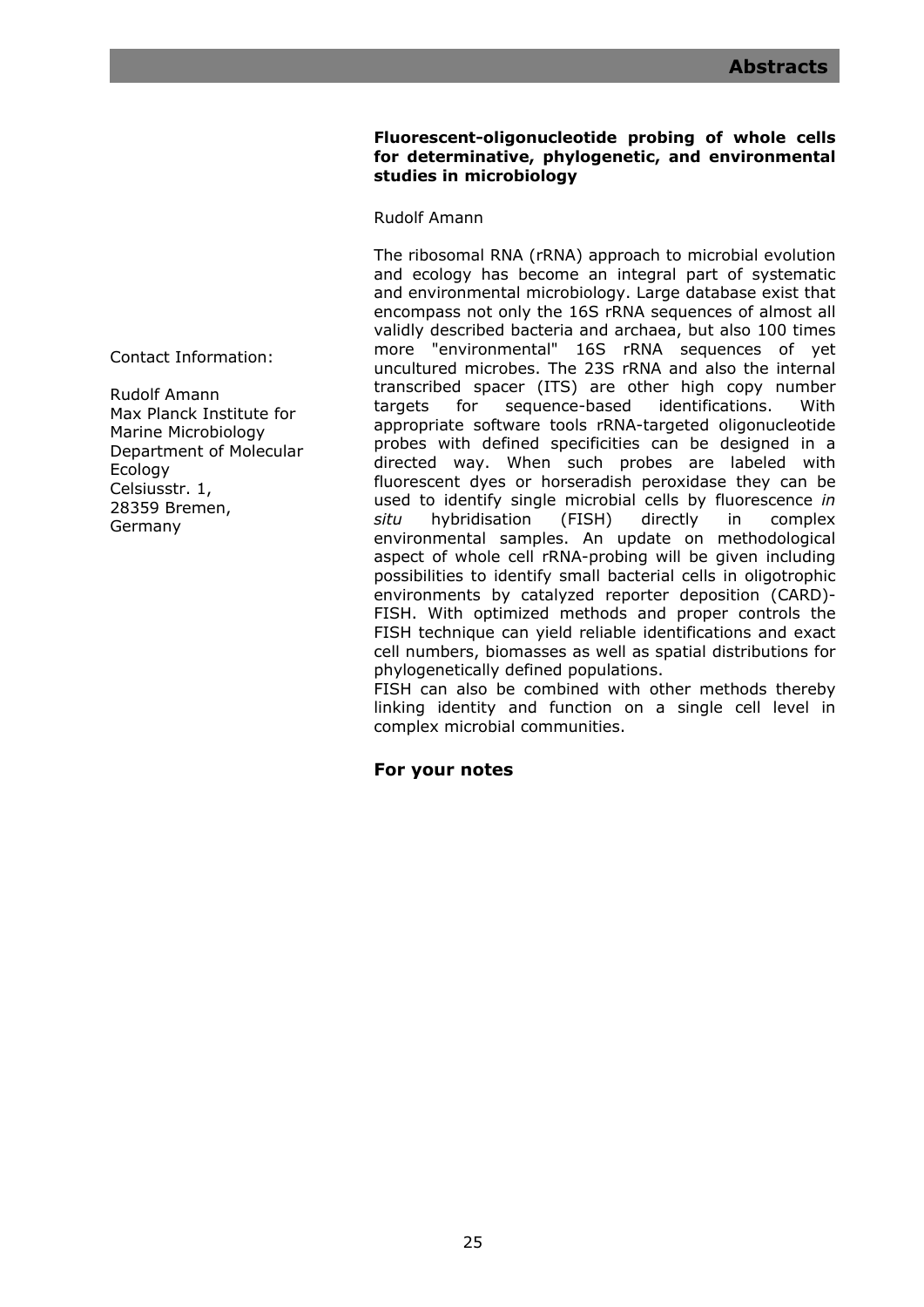## Fluorescent-oligonucleotide probing of whole cells for determinative, phylogenetic, and environmental studies in microbiology

Rudolf Amann

Contact Information:

Rudolf Amann
Max Planck Institute for Marine Microbiology
Department of Molecular Ecology
Celsiusstr. 1,
28359 Bremen,
Germany

The ribosomal RNA (rRNA) approach to microbial evolution and ecology has become an integral part of systematic and environmental microbiology. Large database exist that encompass not only the 16S rRNA sequences of almost all validly described bacteria and archaea, but also 100 times more "environmental" 16S rRNA sequences of yet uncultured microbes. The 23S rRNA and also the internal transcribed spacer (ITS) are other high copy number targets for sequence-based identifications. With appropriate software tools rRNA-targeted oligonucleotide probes with defined specificities can be designed in a directed way. When such probes are labeled with fluorescent dyes or horseradish peroxidase they can be used to identify single microbial cells by fluorescence *in situ* hybridisation (FISH) directly in complex environmental samples. An update on methodological aspect of whole cell rRNA-probing will be given including possibilities to identify small bacterial cells in oligotrophic environments by catalyzed reporter deposition (CARD)-FISH. With optimized methods and proper controls the FISH technique can yield reliable identifications and exact cell numbers, biomasses as well as spatial distributions for phylogenetically defined populations.

FISH can also be combined with other methods thereby linking identity and function on a single cell level in complex microbial communities.

### For your notes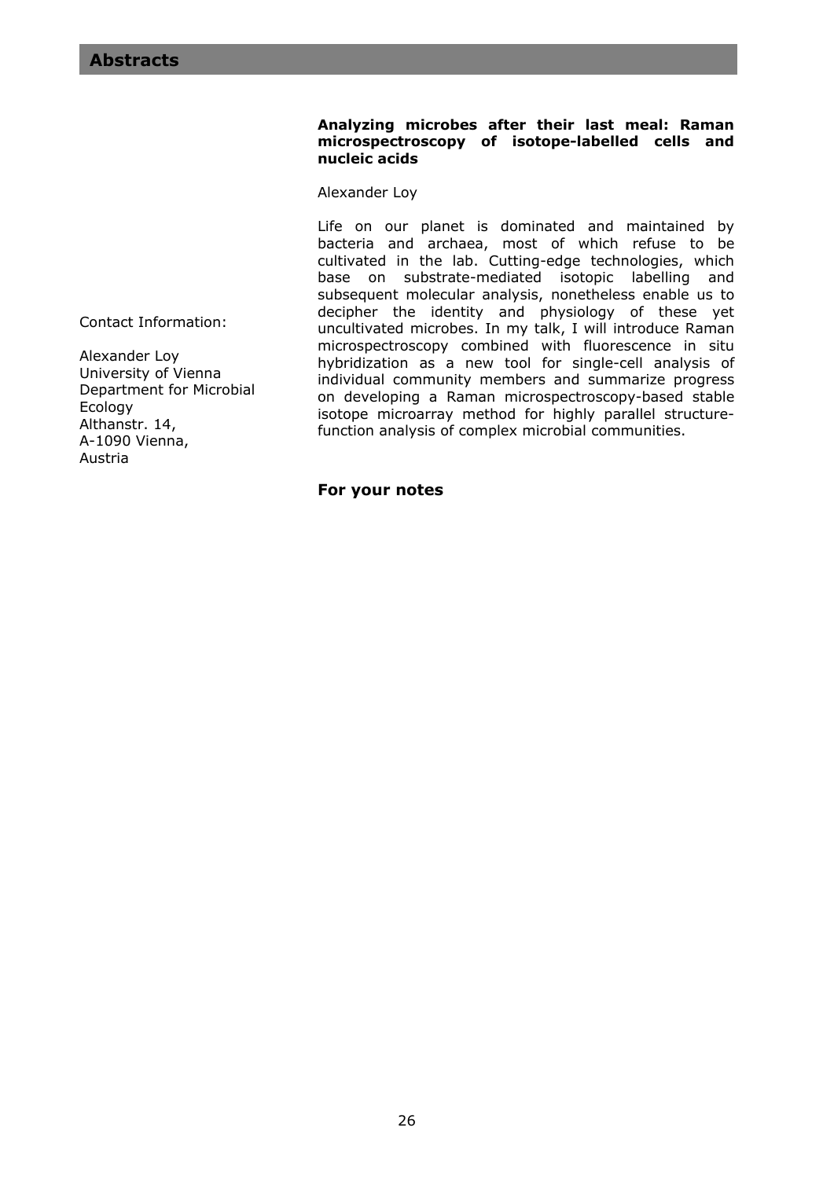## Analyzing microbes after their last meal: Raman microspectroscopy of isotope-labelled cells and nucleic acids

Alexander Loy

Life on our planet is dominated and maintained by bacteria and archaea, most of which refuse to be cultivated in the lab. Cutting-edge technologies, which base on substrate-mediated isotopic labelling and subsequent molecular analysis, nonetheless enable us to decipher the identity and physiology of these yet uncultivated microbes. In my talk, I will introduce Raman microspectroscopy combined with fluorescence in situ hybridization as a new tool for single-cell analysis of individual community members and summarize progress on developing a Raman microspectroscopy-based stable isotope microarray method for highly parallel structure-function analysis of complex microbial communities.

Contact Information:

Alexander Loy
University of Vienna
Department for Microbial Ecology
Althanstr. 14,
A-1090 Vienna,
Austria

**For your notes**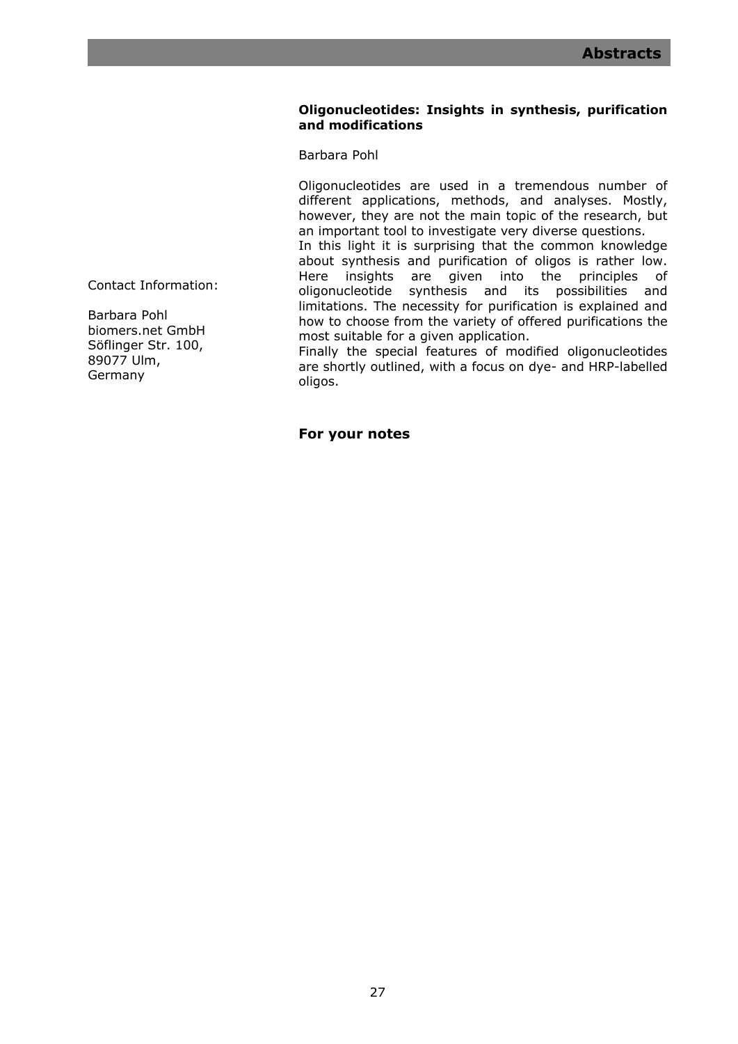### Oligonucleotides: Insights in synthesis, purification and modifications

Barbara Pohl

Oligonucleotides are used in a tremendous number of different applications, methods, and analyses. Mostly, however, they are not the main topic of the research, but an important tool to investigate very diverse questions.
In this light it is surprising that the common knowledge about synthesis and purification of oligos is rather low. Here insights are given into the principles of oligonucleotide synthesis and its possibilities and limitations. The necessity for purification is explained and how to choose from the variety of offered purifications the most suitable for a given application.
Finally the special features of modified oligonucleotides are shortly outlined, with a focus on dye- and HRP-labelled oligos.

Contact Information:

Barbara Pohl
biomers.net GmbH
Söflinger Str. 100,
89077 Ulm,
Germany

**For your notes**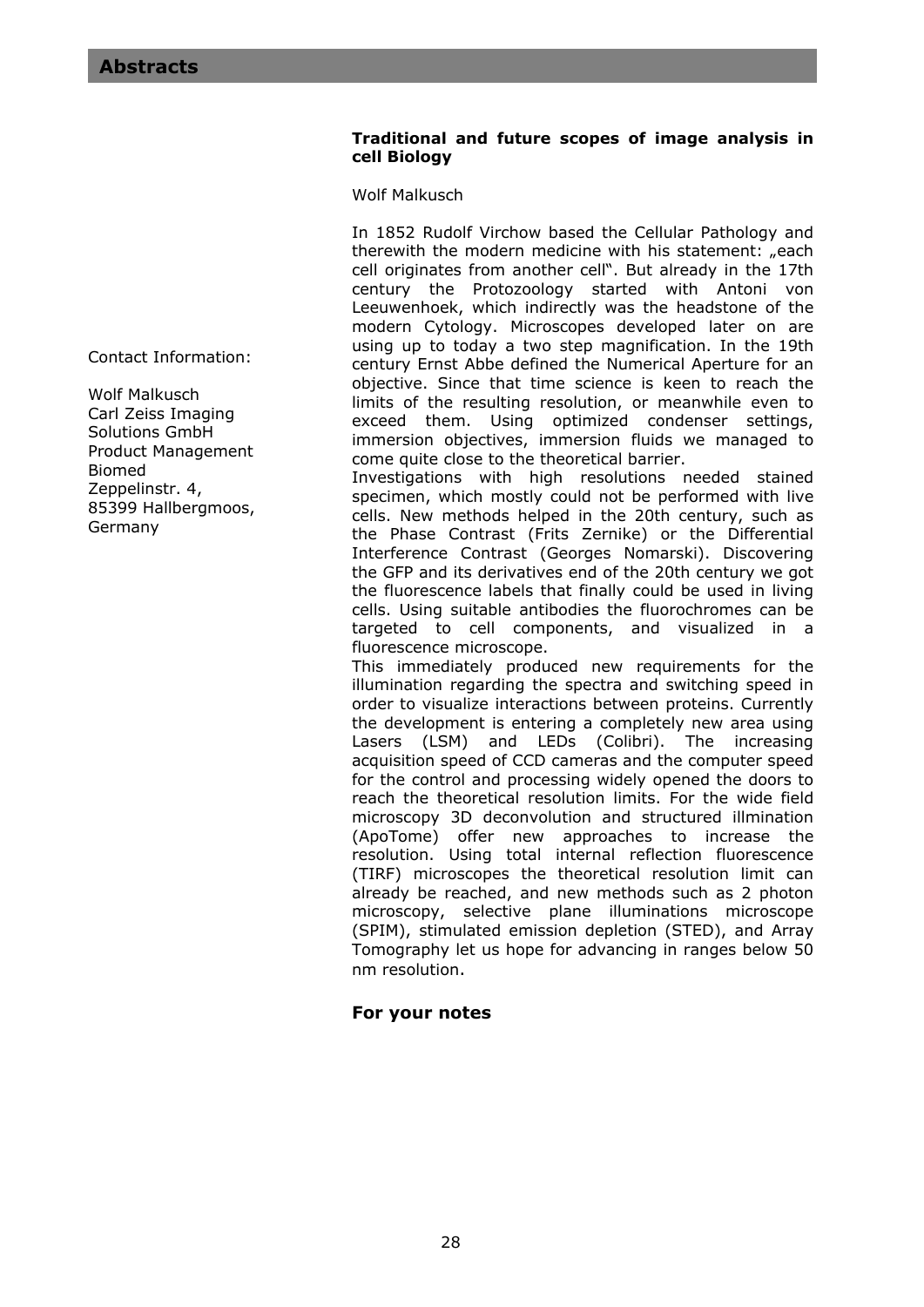## Abstracts

### Traditional and future scopes of image analysis in cell Biology

Wolf Malkusch

Contact Information:

Wolf Malkusch
Carl Zeiss Imaging Solutions GmbH
Product Management Biomed
Zeppelinstr. 4,
85399 Hallbergmoos,
Germany

In 1852 Rudolf Virchow based the Cellular Pathology and therewith the modern medicine with his statement: „each cell originates from another cell". But already in the 17th century the Protozoology started with Antoni von Leeuwenhoek, which indirectly was the headstone of the modern Cytology. Microscopes developed later on are using up to today a two step magnification. In the 19th century Ernst Abbe defined the Numerical Aperture for an objective. Since that time science is keen to reach the limits of the resulting resolution, or meanwhile even to exceed them. Using optimized condenser settings, immersion objectives, immersion fluids we managed to come quite close to the theoretical barrier.
Investigations with high resolutions needed stained specimen, which mostly could not be performed with live cells. New methods helped in the 20th century, such as the Phase Contrast (Frits Zernike) or the Differential Interference Contrast (Georges Nomarski). Discovering the GFP and its derivatives end of the 20th century we got the fluorescence labels that finally could be used in living cells. Using suitable antibodies the fluorochromes can be targeted to cell components, and visualized in a fluorescence microscope.
This immediately produced new requirements for the illumination regarding the spectra and switching speed in order to visualize interactions between proteins. Currently the development is entering a completely new area using Lasers (LSM) and LEDs (Colibri). The increasing acquisition speed of CCD cameras and the computer speed for the control and processing widely opened the doors to reach the theoretical resolution limits. For the wide field microscopy 3D deconvolution and structured illmination (ApoTome) offer new approaches to increase the resolution. Using total internal reflection fluorescence (TIRF) microscopes the theoretical resolution limit can already be reached, and new methods such as 2 photon microscopy, selective plane illuminations microscope (SPIM), stimulated emission depletion (STED), and Array Tomography let us hope for advancing in ranges below 50 nm resolution.

### For your notes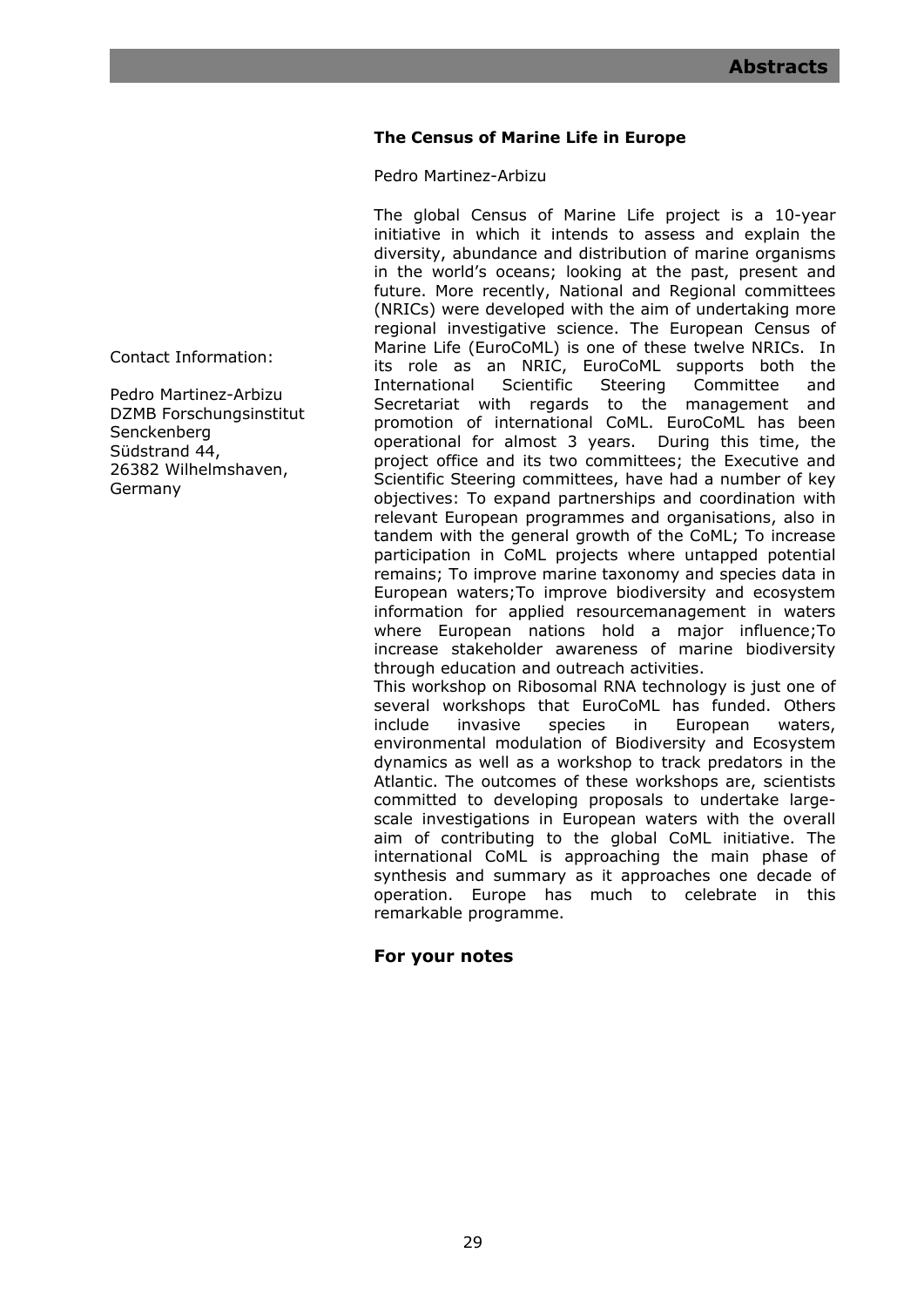## The Census of Marine Life in Europe

Pedro Martinez-Arbizu

Contact Information:

Pedro Martinez-Arbizu
DZMB Forschungsinstitut Senckenberg
Südstrand 44,
26382 Wilhelmshaven,
Germany

The global Census of Marine Life project is a 10-year initiative in which it intends to assess and explain the diversity, abundance and distribution of marine organisms in the world's oceans; looking at the past, present and future. More recently, National and Regional committees (NRICs) were developed with the aim of undertaking more regional investigative science. The European Census of Marine Life (EuroCoML) is one of these twelve NRICs. In its role as an NRIC, EuroCoML supports both the International Scientific Steering Committee and Secretariat with regards to the management and promotion of international CoML. EuroCoML has been operational for almost 3 years. During this time, the project office and its two committees; the Executive and Scientific Steering committees, have had a number of key objectives: To expand partnerships and coordination with relevant European programmes and organisations, also in tandem with the general growth of the CoML; To increase participation in CoML projects where untapped potential remains; To improve marine taxonomy and species data in European waters;To improve biodiversity and ecosystem information for applied resourcemanagement in waters where European nations hold a major influence;To increase stakeholder awareness of marine biodiversity through education and outreach activities.

This workshop on Ribosomal RNA technology is just one of several workshops that EuroCoML has funded. Others include invasive species in European waters, environmental modulation of Biodiversity and Ecosystem dynamics as well as a workshop to track predators in the Atlantic. The outcomes of these workshops are, scientists committed to developing proposals to undertake large-scale investigations in European waters with the overall aim of contributing to the global CoML initiative. The international CoML is approaching the main phase of synthesis and summary as it approaches one decade of operation. Europe has much to celebrate in this remarkable programme.

### For your notes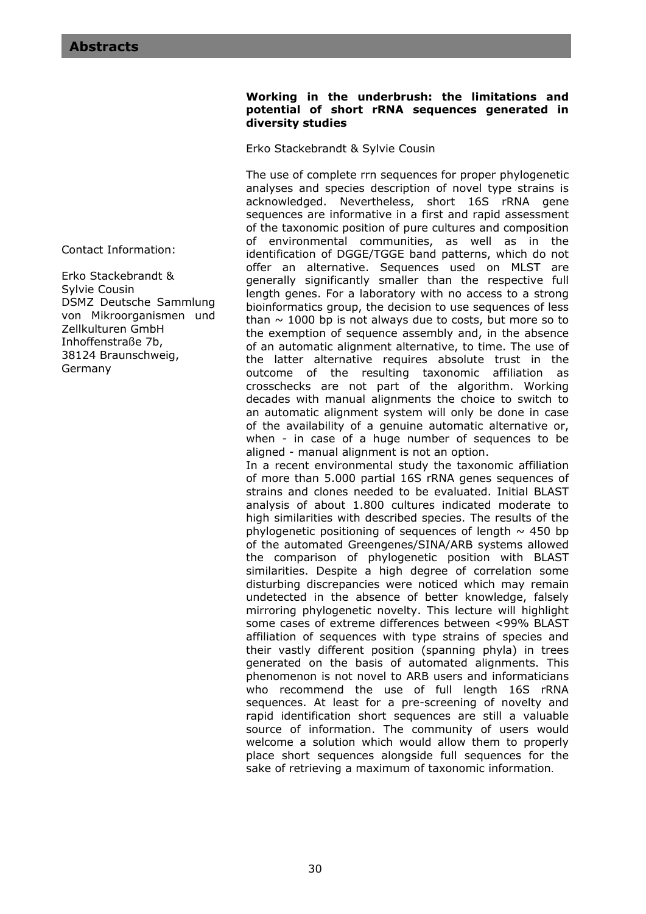## Abstracts

**Working in the underbrush: the limitations and potential of short rRNA sequences generated in diversity studies**

Erko Stackebrandt & Sylvie Cousin

Contact Information:

Erko Stackebrandt & Sylvie Cousin
DSMZ Deutsche Sammlung von Mikroorganismen und Zellkulturen GmbH
Inhoffenstraße 7b,
38124 Braunschweig,
Germany

The use of complete rrn sequences for proper phylogenetic analyses and species description of novel type strains is acknowledged. Nevertheless, short 16S rRNA gene sequences are informative in a first and rapid assessment of the taxonomic position of pure cultures and composition of environmental communities, as well as in the identification of DGGE/TGGE band patterns, which do not offer an alternative. Sequences used on MLST are generally significantly smaller than the respective full length genes. For a laboratory with no access to a strong bioinformatics group, the decision to use sequences of less than ~ 1000 bp is not always due to costs, but more so to the exemption of sequence assembly and, in the absence of an automatic alignment alternative, to time. The use of the latter alternative requires absolute trust in the outcome of the resulting taxonomic affiliation as crosschecks are not part of the algorithm. Working decades with manual alignments the choice to switch to an automatic alignment system will only be done in case of the availability of a genuine automatic alternative or, when - in case of a huge number of sequences to be aligned - manual alignment is not an option.

In a recent environmental study the taxonomic affiliation of more than 5.000 partial 16S rRNA genes sequences of strains and clones needed to be evaluated. Initial BLAST analysis of about 1.800 cultures indicated moderate to high similarities with described species. The results of the phylogenetic positioning of sequences of length ~ 450 bp of the automated Greengenes/SINA/ARB systems allowed the comparison of phylogenetic position with BLAST similarities. Despite a high degree of correlation some disturbing discrepancies were noticed which may remain undetected in the absence of better knowledge, falsely mirroring phylogenetic novelty. This lecture will highlight some cases of extreme differences between <99% BLAST affiliation of sequences with type strains of species and their vastly different position (spanning phyla) in trees generated on the basis of automated alignments. This phenomenon is not novel to ARB users and informaticians who recommend the use of full length 16S rRNA sequences. At least for a pre-screening of novelty and rapid identification short sequences are still a valuable source of information. The community of users would welcome a solution which would allow them to properly place short sequences alongside full sequences for the sake of retrieving a maximum of taxonomic information.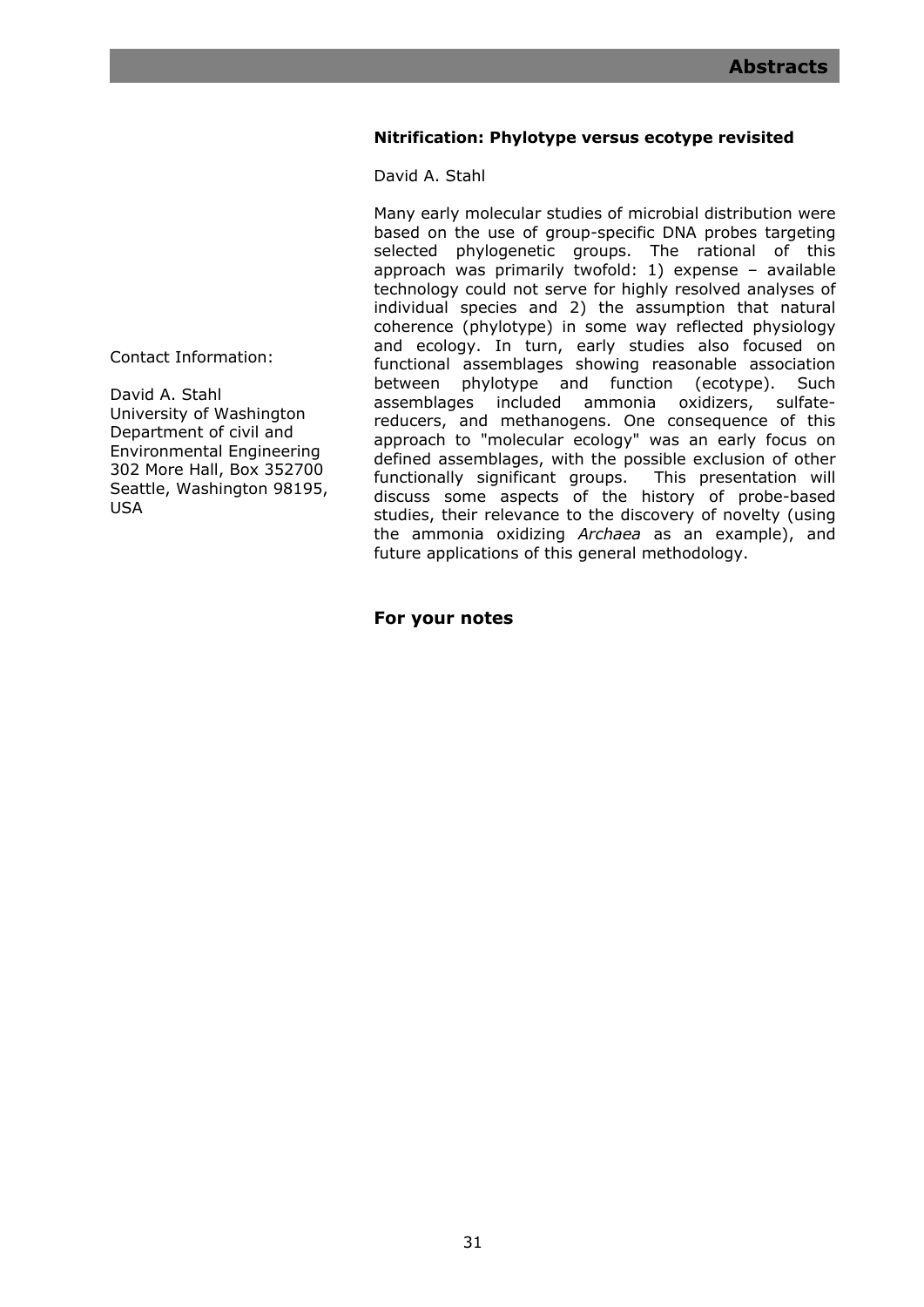## Nitrification: Phylotype versus ecotype revisited

David A. Stahl

Many early molecular studies of microbial distribution were based on the use of group-specific DNA probes targeting selected phylogenetic groups. The rational of this approach was primarily twofold: 1) expense – available technology could not serve for highly resolved analyses of individual species and 2) the assumption that natural coherence (phylotype) in some way reflected physiology and ecology. In turn, early studies also focused on functional assemblages showing reasonable association between phylotype and function (ecotype). Such assemblages included ammonia oxidizers, sulfate-reducers, and methanogens. One consequence of this approach to "molecular ecology" was an early focus on defined assemblages, with the possible exclusion of other functionally significant groups. This presentation will discuss some aspects of the history of probe-based studies, their relevance to the discovery of novelty (using the ammonia oxidizing *Archaea* as an example), and future applications of this general methodology.

Contact Information:

David A. Stahl
University of Washington
Department of civil and Environmental Engineering
302 More Hall, Box 352700
Seattle, Washington 98195, USA

### For your notes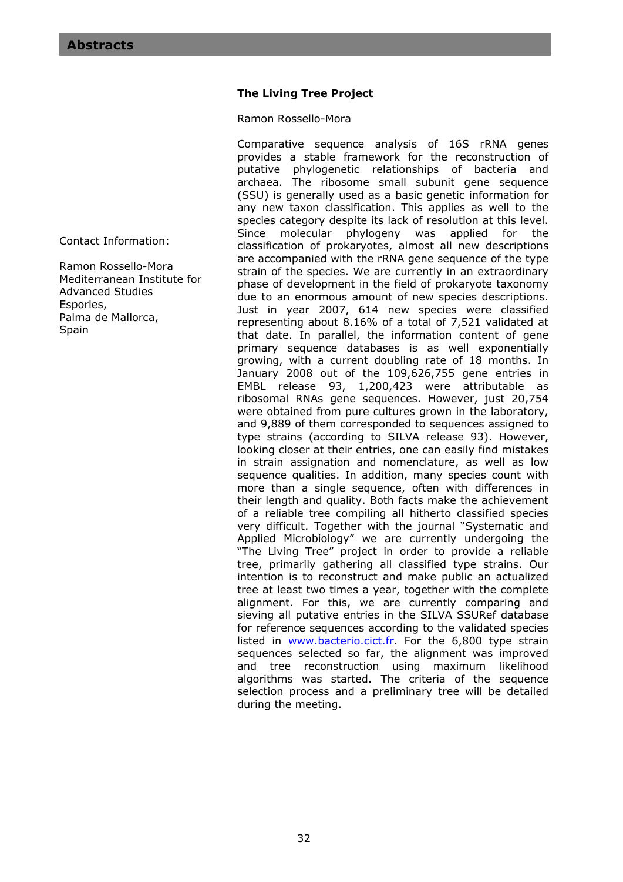## The Living Tree Project

Ramon Rossello-Mora

Contact Information:

Ramon Rossello-Mora
Mediterranean Institute for Advanced Studies
Esporles,
Palma de Mallorca,
Spain

Comparative sequence analysis of 16S rRNA genes provides a stable framework for the reconstruction of putative phylogenetic relationships of bacteria and archaea. The ribosome small subunit gene sequence (SSU) is generally used as a basic genetic information for any new taxon classification. This applies as well to the species category despite its lack of resolution at this level. Since molecular phylogeny was applied for the classification of prokaryotes, almost all new descriptions are accompanied with the rRNA gene sequence of the type strain of the species. We are currently in an extraordinary phase of development in the field of prokaryote taxonomy due to an enormous amount of new species descriptions. Just in year 2007, 614 new species were classified representing about 8.16% of a total of 7,521 validated at that date. In parallel, the information content of gene primary sequence databases is as well exponentially growing, with a current doubling rate of 18 months. In January 2008 out of the 109,626,755 gene entries in EMBL release 93, 1,200,423 were attributable as ribosomal RNAs gene sequences. However, just 20,754 were obtained from pure cultures grown in the laboratory, and 9,889 of them corresponded to sequences assigned to type strains (according to SILVA release 93). However, looking closer at their entries, one can easily find mistakes in strain assignation and nomenclature, as well as low sequence qualities. In addition, many species count with more than a single sequence, often with differences in their length and quality. Both facts make the achievement of a reliable tree compiling all hitherto classified species very difficult. Together with the journal "Systematic and Applied Microbiology" we are currently undergoing the "The Living Tree" project in order to provide a reliable tree, primarily gathering all classified type strains. Our intention is to reconstruct and make public an actualized tree at least two times a year, together with the complete alignment. For this, we are currently comparing and sieving all putative entries in the SILVA SSURef database for reference sequences according to the validated species listed in www.bacterio.cict.fr. For the 6,800 type strain sequences selected so far, the alignment was improved and tree reconstruction using maximum likelihood algorithms was started. The criteria of the sequence selection process and a preliminary tree will be detailed during the meeting.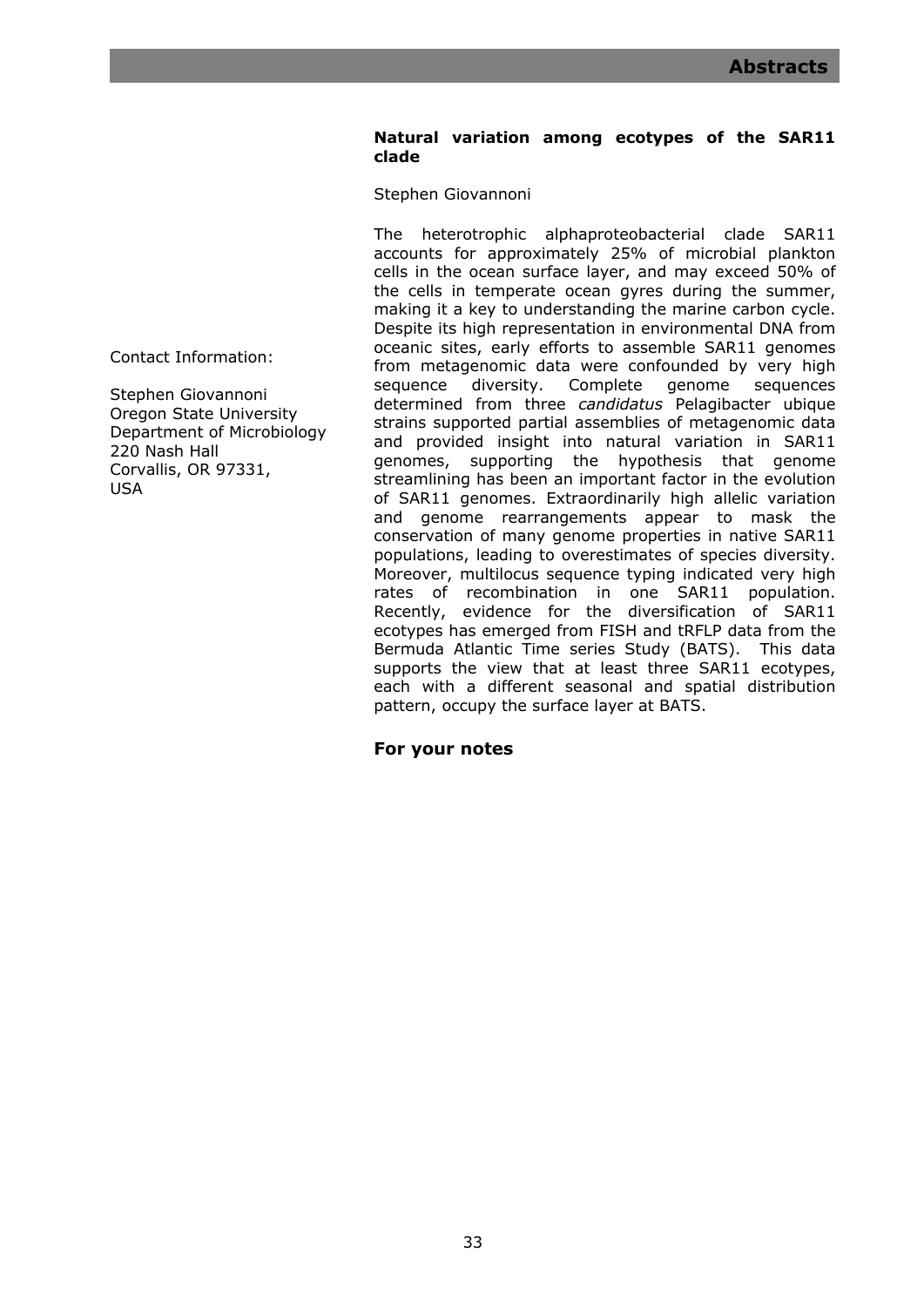## Natural variation among ecotypes of the SAR11 clade

Stephen Giovannoni

Contact Information:

Stephen Giovannoni
Oregon State University
Department of Microbiology
220 Nash Hall
Corvallis, OR 97331,
USA

The heterotrophic alphaproteobacterial clade SAR11 accounts for approximately 25% of microbial plankton cells in the ocean surface layer, and may exceed 50% of the cells in temperate ocean gyres during the summer, making it a key to understanding the marine carbon cycle. Despite its high representation in environmental DNA from oceanic sites, early efforts to assemble SAR11 genomes from metagenomic data were confounded by very high sequence diversity. Complete genome sequences determined from three *candidatus* Pelagibacter ubique strains supported partial assemblies of metagenomic data and provided insight into natural variation in SAR11 genomes, supporting the hypothesis that genome streamlining has been an important factor in the evolution of SAR11 genomes. Extraordinarily high allelic variation and genome rearrangements appear to mask the conservation of many genome properties in native SAR11 populations, leading to overestimates of species diversity. Moreover, multilocus sequence typing indicated very high rates of recombination in one SAR11 population. Recently, evidence for the diversification of SAR11 ecotypes has emerged from FISH and tRFLP data from the Bermuda Atlantic Time series Study (BATS). This data supports the view that at least three SAR11 ecotypes, each with a different seasonal and spatial distribution pattern, occupy the surface layer at BATS.

### For your notes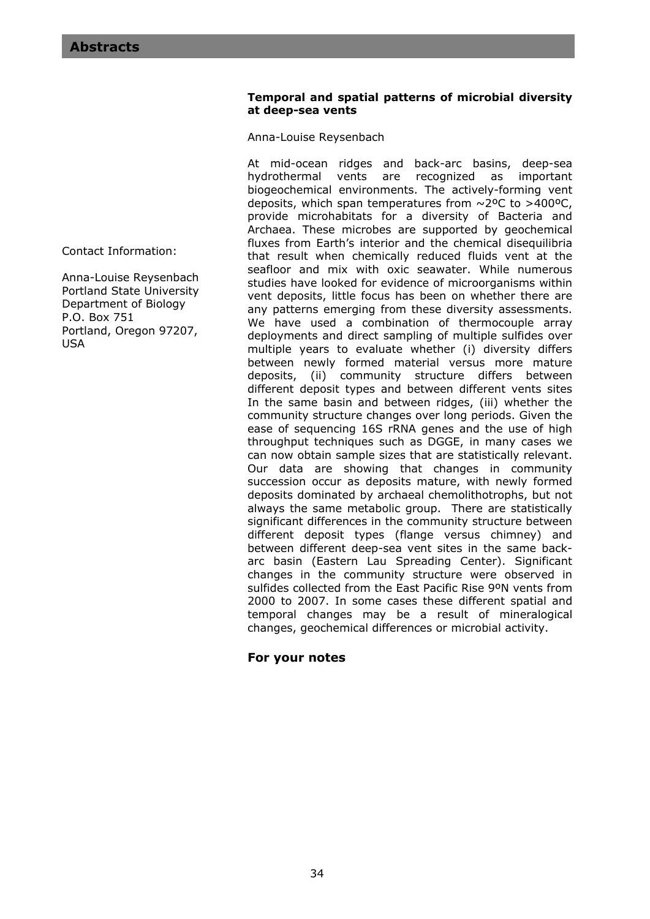### Temporal and spatial patterns of microbial diversity at deep-sea vents

Anna-Louise Reysenbach

Contact Information:

Anna-Louise Reysenbach
Portland State University
Department of Biology
P.O. Box 751
Portland, Oregon 97207, USA

At mid-ocean ridges and back-arc basins, deep-sea hydrothermal vents are recognized as important biogeochemical environments. The actively-forming vent deposits, which span temperatures from ~2ºC to >400ºC, provide microhabitats for a diversity of Bacteria and Archaea. These microbes are supported by geochemical fluxes from Earth's interior and the chemical disequilibria that result when chemically reduced fluids vent at the seafloor and mix with oxic seawater. While numerous studies have looked for evidence of microorganisms within vent deposits, little focus has been on whether there are any patterns emerging from these diversity assessments. We have used a combination of thermocouple array deployments and direct sampling of multiple sulfides over multiple years to evaluate whether (i) diversity differs between newly formed material versus more mature deposits, (ii) community structure differs between different deposit types and between different vents sites In the same basin and between ridges, (iii) whether the community structure changes over long periods. Given the ease of sequencing 16S rRNA genes and the use of high throughput techniques such as DGGE, in many cases we can now obtain sample sizes that are statistically relevant. Our data are showing that changes in community succession occur as deposits mature, with newly formed deposits dominated by archaeal chemolithotrophs, but not always the same metabolic group. There are statistically significant differences in the community structure between different deposit types (flange versus chimney) and between different deep-sea vent sites in the same back-arc basin (Eastern Lau Spreading Center). Significant changes in the community structure were observed in sulfides collected from the East Pacific Rise 9ºN vents from 2000 to 2007. In some cases these different spatial and temporal changes may be a result of mineralogical changes, geochemical differences or microbial activity.

### For your notes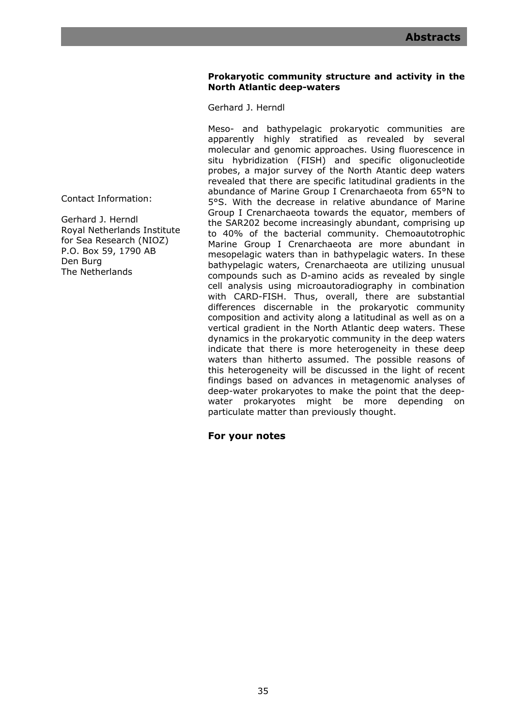### Prokaryotic community structure and activity in the North Atlantic deep-waters

Gerhard J. Herndl

Contact Information:

Gerhard J. Herndl
Royal Netherlands Institute for Sea Research (NIOZ)
P.O. Box 59, 1790 AB
Den Burg
The Netherlands

Meso- and bathypelagic prokaryotic communities are apparently highly stratified as revealed by several molecular and genomic approaches. Using fluorescence in situ hybridization (FISH) and specific oligonucleotide probes, a major survey of the North Atantic deep waters revealed that there are specific latitudinal gradients in the abundance of Marine Group I Crenarchaeota from 65°N to 5°S. With the decrease in relative abundance of Marine Group I Crenarchaeota towards the equator, members of the SAR202 become increasingly abundant, comprising up to 40% of the bacterial community. Chemoautotrophic Marine Group I Crenarchaeota are more abundant in mesopelagic waters than in bathypelagic waters. In these bathypelagic waters, Crenarchaeota are utilizing unusual compounds such as D-amino acids as revealed by single cell analysis using microautoradiography in combination with CARD-FISH. Thus, overall, there are substantial differences discernable in the prokaryotic community composition and activity along a latitudinal as well as on a vertical gradient in the North Atlantic deep waters. These dynamics in the prokaryotic community in the deep waters indicate that there is more heterogeneity in these deep waters than hitherto assumed. The possible reasons of this heterogeneity will be discussed in the light of recent findings based on advances in metagenomic analyses of deep-water prokaryotes to make the point that the deep-water prokaryotes might be more depending on particulate matter than previously thought.

**For your notes**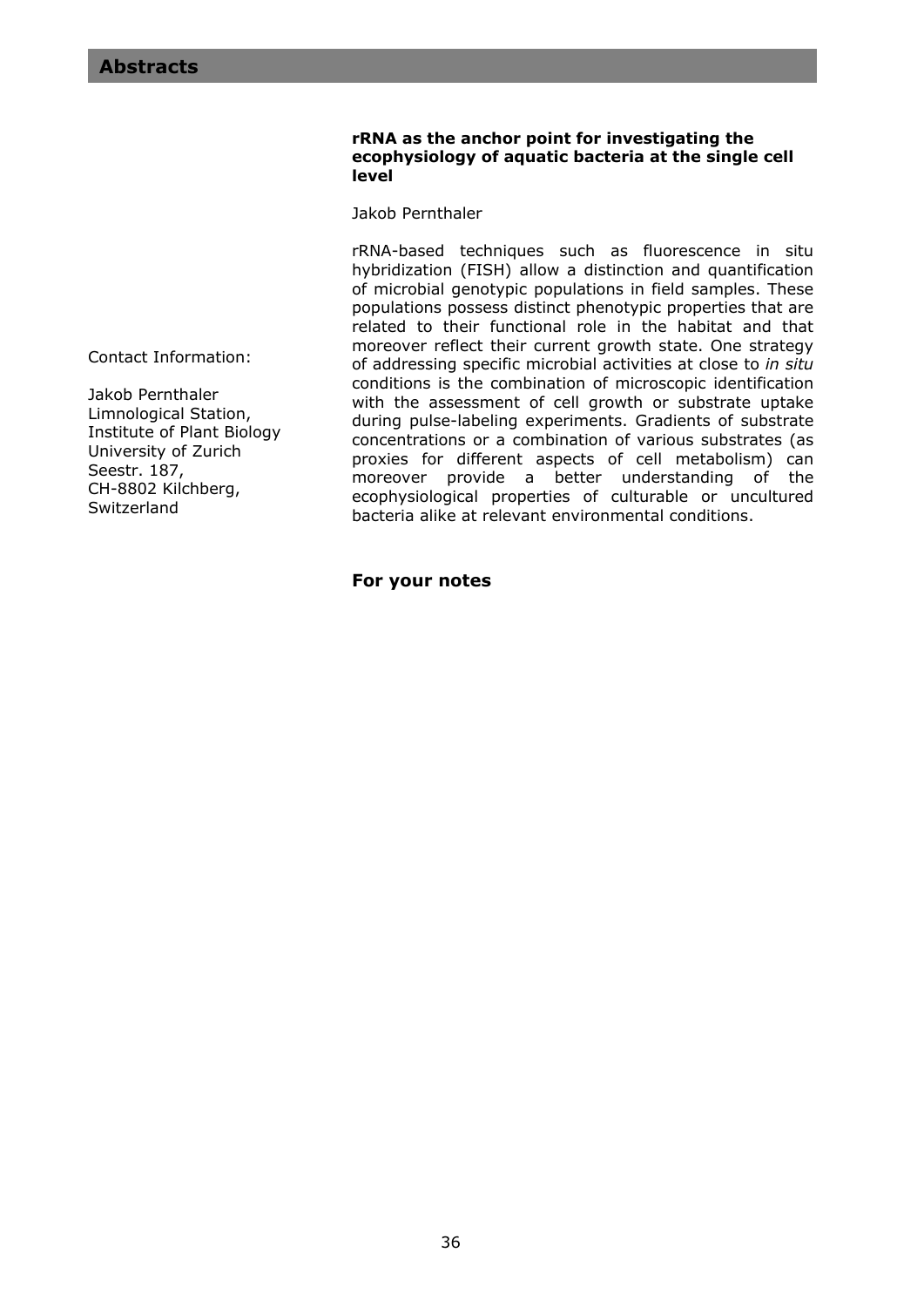**rRNA as the anchor point for investigating the ecophysiology of aquatic bacteria at the single cell level**

Jakob Pernthaler

rRNA-based techniques such as fluorescence in situ hybridization (FISH) allow a distinction and quantification of microbial genotypic populations in field samples. These populations possess distinct phenotypic properties that are related to their functional role in the habitat and that moreover reflect their current growth state. One strategy of addressing specific microbial activities at close to *in situ* conditions is the combination of microscopic identification with the assessment of cell growth or substrate uptake during pulse-labeling experiments. Gradients of substrate concentrations or a combination of various substrates (as proxies for different aspects of cell metabolism) can moreover provide a better understanding of the ecophysiological properties of culturable or uncultured bacteria alike at relevant environmental conditions.

Contact Information:

Jakob Pernthaler
Limnological Station,
Institute of Plant Biology
University of Zurich
Seestr. 187,
CH-8802 Kilchberg,
Switzerland

**For your notes**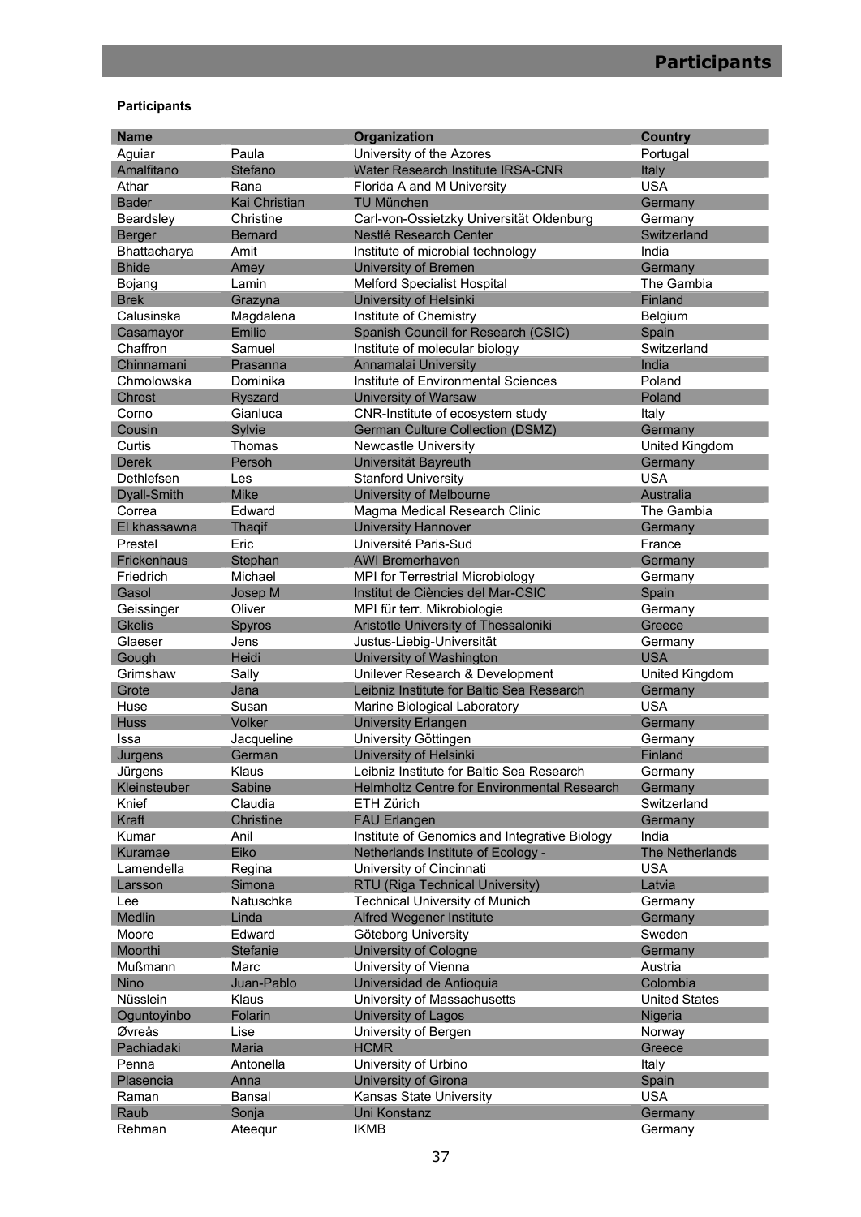## Participants

| Name | | Organization | Country |
|---|---|---|---|
| Aguiar | Paula | University of the Azores | Portugal |
| Amalfitano | Stefano | Water Research Institute IRSA-CNR | Italy |
| Athar | Rana | Florida A and M University | USA |
| Bader | Kai Christian | TU München | Germany |
| Beardsley | Christine | Carl-von-Ossietzky Universität Oldenburg | Germany |
| Berger | Bernard | Nestlé Research Center | Switzerland |
| Bhattacharya | Amit | Institute of microbial technology | India |
| Bhide | Amey | University of Bremen | Germany |
| Bojang | Lamin | Melford Specialist Hospital | The Gambia |
| Brek | Grazyna | University of Helsinki | Finland |
| Calusinska | Magdalena | Institute of Chemistry | Belgium |
| Casamayor | Emilio | Spanish Council for Research (CSIC) | Spain |
| Chaffron | Samuel | Institute of molecular biology | Switzerland |
| Chinnamani | Prasanna | Annamalai University | India |
| Chmolowska | Dominika | Institute of Environmental Sciences | Poland |
| Chrost | Ryszard | University of Warsaw | Poland |
| Corno | Gianluca | CNR-Institute of ecosystem study | Italy |
| Cousin | Sylvie | German Culture Collection (DSMZ) | Germany |
| Curtis | Thomas | Newcastle University | United Kingdom |
| Derek | Persoh | Universität Bayreuth | Germany |
| Dethlefsen | Les | Stanford University | USA |
| Dyall-Smith | Mike | University of Melbourne | Australia |
| Correa | Edward | Magma Medical Research Clinic | The Gambia |
| El khassawna | Thaqif | University Hannover | Germany |
| Prestel | Eric | Université Paris-Sud | France |
| Frickenhaus | Stephan | AWI Bremerhaven | Germany |
| Friedrich | Michael | MPI for Terrestrial Microbiology | Germany |
| Gasol | Josep M | Institut de Ciències del Mar-CSIC | Spain |
| Geissinger | Oliver | MPI für terr. Mikrobiologie | Germany |
| Gkelis | Spyros | Aristotle University of Thessaloniki | Greece |
| Glaeser | Jens | Justus-Liebig-Universität | Germany |
| Gough | Heidi | University of Washington | USA |
| Grimshaw | Sally | Unilever Research & Development | United Kingdom |
| Grote | Jana | Leibniz Institute for Baltic Sea Research | Germany |
| Huse | Susan | Marine Biological Laboratory | USA |
| Huss | Volker | University Erlangen | Germany |
| Issa | Jacqueline | University Göttingen | Germany |
| Jurgens | German | University of Helsinki | Finland |
| Jürgens | Klaus | Leibniz Institute for Baltic Sea Research | Germany |
| Kleinsteuber | Sabine | Helmholtz Centre for Environmental Research | Germany |
| Knief | Claudia | ETH Zürich | Switzerland |
| Kraft | Christine | FAU Erlangen | Germany |
| Kumar | Anil | Institute of Genomics and Integrative Biology | India |
| Kuramae | Eiko | Netherlands Institute of Ecology - | The Netherlands |
| Lamendella | Regina | University of Cincinnati | USA |
| Larsson | Simona | RTU (Riga Technical University) | Latvia |
| Lee | Natuschka | Technical University of Munich | Germany |
| Medlin | Linda | Alfred Wegener Institute | Germany |
| Moore | Edward | Göteborg University | Sweden |
| Moorthi | Stefanie | University of Cologne | Germany |
| Mußmann | Marc | University of Vienna | Austria |
| Nino | Juan-Pablo | Universidad de Antioquia | Colombia |
| Nüsslein | Klaus | University of Massachusetts | United States |
| Oguntoyinbo | Folarin | University of Lagos | Nigeria |
| Øvreås | Lise | University of Bergen | Norway |
| Pachiadaki | Maria | HCMR | Greece |
| Penna | Antonella | University of Urbino | Italy |
| Plasencia | Anna | University of Girona | Spain |
| Raman | Bansal | Kansas State University | USA |
| Raub | Sonja | Uni Konstanz | Germany |
| Rehman | Ateequr | IKMB | Germany |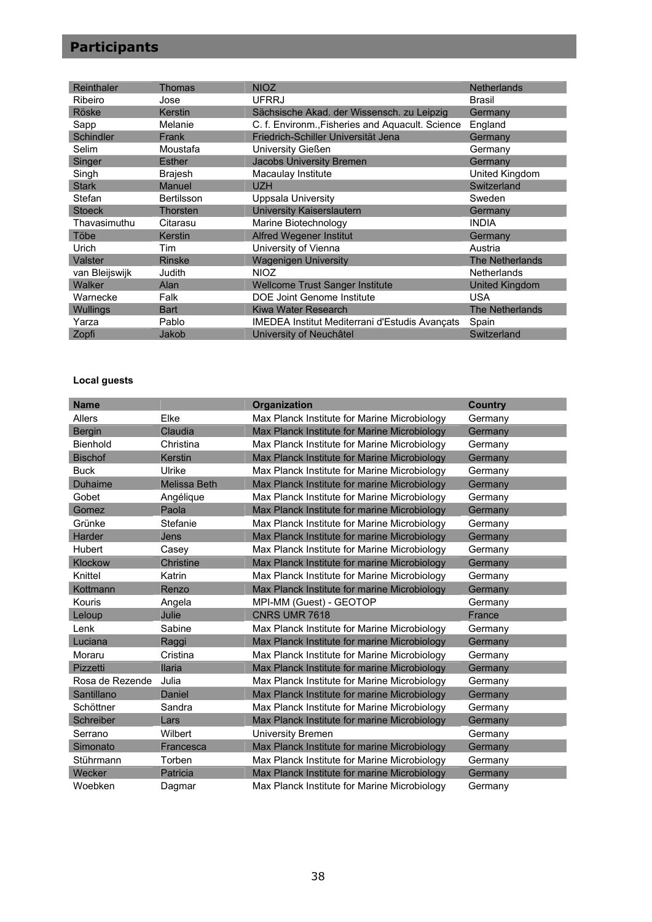## Participants

| | | | |
|---|---|---|---|
| Reinthaler | Thomas | NIOZ | Netherlands |
| Ribeiro | Jose | UFRRJ | Brasil |
| Röske | Kerstin | Sächsische Akad. der Wissensch. zu Leipzig | Germany |
| Sapp | Melanie | C. f. Environm.,Fisheries and Aquacult. Science | England |
| Schindler | Frank | Friedrich-Schiller Universität Jena | Germany |
| Selim | Moustafa | University Gießen | Germany |
| Singer | Esther | Jacobs University Bremen | Germany |
| Singh | Brajesh | Macaulay Institute | United Kingdom |
| Stark | Manuel | UZH | Switzerland |
| Stefan | Bertilsson | Uppsala University | Sweden |
| Stoeck | Thorsten | University Kaiserslautern | Germany |
| Thavasimuthu | Citarasu | Marine Biotechnology | INDIA |
| Töbe | Kerstin | Alfred Wegener Institut | Germany |
| Urich | Tim | University of Vienna | Austria |
| Valster | Rinske | Wagenigen University | The Netherlands |
| van Bleijswijk | Judith | NIOZ | Netherlands |
| Walker | Alan | Wellcome Trust Sanger Institute | United Kingdom |
| Warnecke | Falk | DOE Joint Genome Institute | USA |
| Wullings | Bart | Kiwa Water Research | The Netherlands |
| Yarza | Pablo | IMEDEA Institut Mediterrani d'Estudis Avançats | Spain |
| Zopfi | Jakob | University of Neuchâtel | Switzerland |

**Local guests**

| Name | | Organization | Country |
|---|---|---|---|
| Allers | Elke | Max Planck Institute for Marine Microbiology | Germany |
| Bergin | Claudia | Max Planck Institute for Marine Microbiology | Germany |
| Bienhold | Christina | Max Planck Institute for Marine Microbiology | Germany |
| Bischof | Kerstin | Max Planck Institute for Marine Microbiology | Germany |
| Buck | Ulrike | Max Planck Institute for Marine Microbiology | Germany |
| Duhaime | Melissa Beth | Max Planck Institute for marine Microbiology | Germany |
| Gobet | Angélique | Max Planck Institute for Marine Microbiology | Germany |
| Gomez | Paola | Max Planck Institute for marine Microbiology | Germany |
| Grünke | Stefanie | Max Planck Institute for Marine Microbiology | Germany |
| Harder | Jens | Max Planck Institute for Marine Microbiology | Germany |
| Hubert | Casey | Max Planck Institute for Marine Microbiology | Germany |
| Klockow | Christine | Max Planck Institute for marine Microbiology | Germany |
| Knittel | Katrin | Max Planck Institute for Marine Microbiology | Germany |
| Kottmann | Renzo | Max Planck Institute for marine Microbiology | Germany |
| Kouris | Angela | MPI-MM (Guest) - GEOTOP | Germany |
| Leloup | Julie | CNRS UMR 7618 | France |
| Lenk | Sabine | Max Planck Institute for Marine Microbiology | Germany |
| Luciana | Raggi | Max Planck Institute for Marine Microbiology | Germany |
| Moraru | Cristina | Max Planck Institute for Marine Microbiology | Germany |
| Pizzetti | Ilaria | Max Planck Institute for marine Microbiology | Germany |
| Rosa de Rezende | Julia | Max Planck Institute for Marine Microbiology | Germany |
| Santillano | Daniel | Max Planck Institute for marine Microbiology | Germany |
| Schöttner | Sandra | Max Planck Institute for Marine Microbiology | Germany |
| Schreiber | Lars | Max Planck Institute for marine Microbiology | Germany |
| Serrano | Wilbert | University Bremen | Germany |
| Simonato | Francesca | Max Planck Institute for marine Microbiology | Germany |
| Stührmann | Torben | Max Planck Institute for Marine Microbiology | Germany |
| Wecker | Patricia | Max Planck Institute for marine Microbiology | Germany |
| Woebken | Dagmar | Max Planck Institute for Marine Microbiology | Germany |